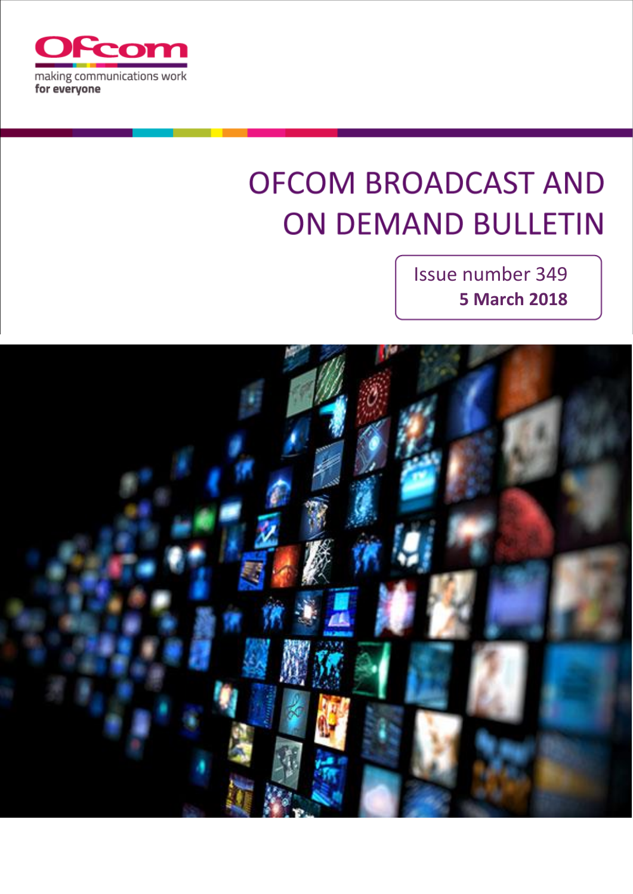Ofcom

making communications work
for everyone

# OFCOM BROADCAST AND ON DEMAND BULLETIN

Issue number 349
**5 March 2018**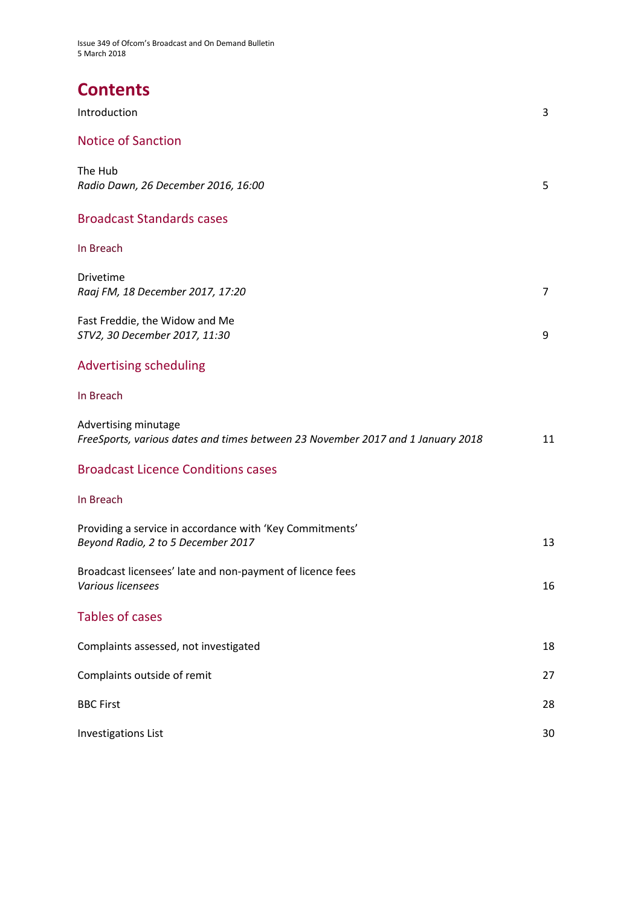# Contents

Introduction 3

## Notice of Sanction

The Hub
*Radio Dawn, 26 December 2016, 16:00* 5

## Broadcast Standards cases

### In Breach

Drivetime
*Raaj FM, 18 December 2017, 17:20* 7

Fast Freddie, the Widow and Me
*STV2, 30 December 2017, 11:30* 9

## Advertising scheduling

### In Breach

Advertising minutage
*FreeSports, various dates and times between 23 November 2017 and 1 January 2018* 11

## Broadcast Licence Conditions cases

### In Breach

Providing a service in accordance with 'Key Commitments'
*Beyond Radio, 2 to 5 December 2017* 13

Broadcast licensees' late and non-payment of licence fees
*Various licensees* 16

## Tables of cases

Complaints assessed, not investigated 18

Complaints outside of remit 27

BBC First 28

Investigations List 30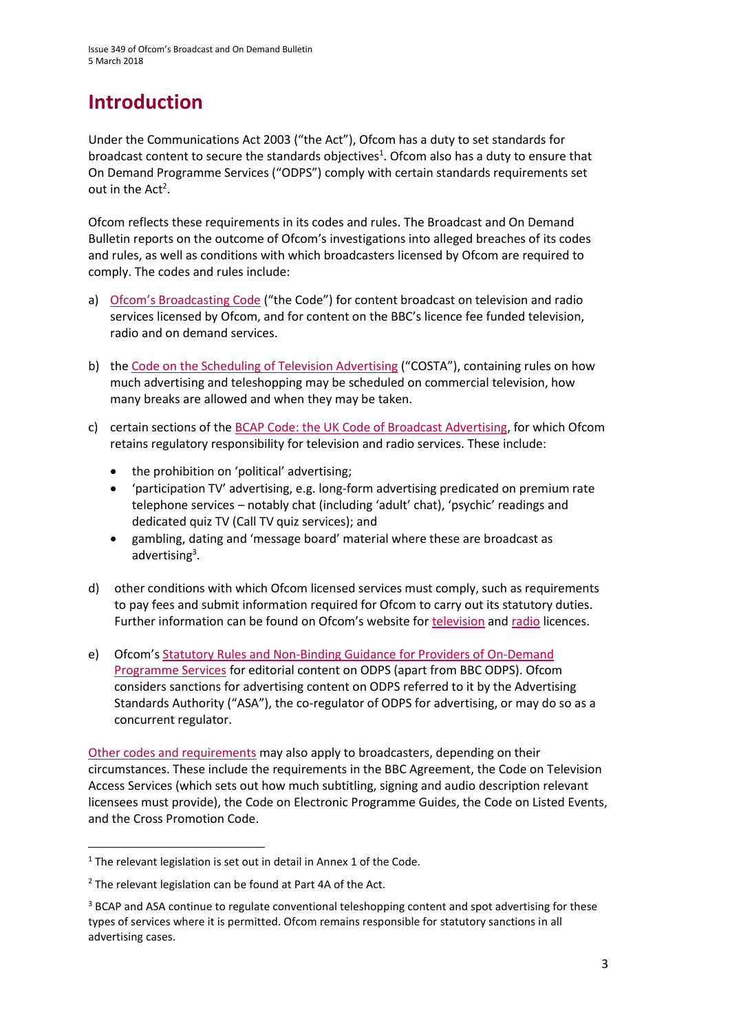# Introduction

Under the Communications Act 2003 ("the Act"), Ofcom has a duty to set standards for broadcast content to secure the standards objectives[1]. Ofcom also has a duty to ensure that On Demand Programme Services ("ODPS") comply with certain standards requirements set out in the Act[2].

Ofcom reflects these requirements in its codes and rules. The Broadcast and On Demand Bulletin reports on the outcome of Ofcom's investigations into alleged breaches of its codes and rules, as well as conditions with which broadcasters licensed by Ofcom are required to comply. The codes and rules include:

a) Ofcom's Broadcasting Code ("the Code") for content broadcast on television and radio services licensed by Ofcom, and for content on the BBC's licence fee funded television, radio and on demand services.

b) the Code on the Scheduling of Television Advertising ("COSTA"), containing rules on how much advertising and teleshopping may be scheduled on commercial television, how many breaks are allowed and when they may be taken.

c) certain sections of the BCAP Code: the UK Code of Broadcast Advertising, for which Ofcom retains regulatory responsibility for television and radio services. These include:
   - the prohibition on 'political' advertising;
   - 'participation TV' advertising, e.g. long-form advertising predicated on premium rate telephone services – notably chat (including 'adult' chat), 'psychic' readings and dedicated quiz TV (Call TV quiz services); and
   - gambling, dating and 'message board' material where these are broadcast as advertising[3].

d) other conditions with which Ofcom licensed services must comply, such as requirements to pay fees and submit information required for Ofcom to carry out its statutory duties. Further information can be found on Ofcom's website for television and radio licences.

e) Ofcom's Statutory Rules and Non-Binding Guidance for Providers of On-Demand Programme Services for editorial content on ODPS (apart from BBC ODPS). Ofcom considers sanctions for advertising content on ODPS referred to it by the Advertising Standards Authority ("ASA"), the co-regulator of ODPS for advertising, or may do so as a concurrent regulator.

Other codes and requirements may also apply to broadcasters, depending on their circumstances. These include the requirements in the BBC Agreement, the Code on Television Access Services (which sets out how much subtitling, signing and audio description relevant licensees must provide), the Code on Electronic Programme Guides, the Code on Listed Events, and the Cross Promotion Code.

---

[1] The relevant legislation is set out in detail in Annex 1 of the Code.

[2] The relevant legislation can be found at Part 4A of the Act.

[3] BCAP and ASA continue to regulate conventional teleshopping content and spot advertising for these types of services where it is permitted. Ofcom remains responsible for statutory sanctions in all advertising cases.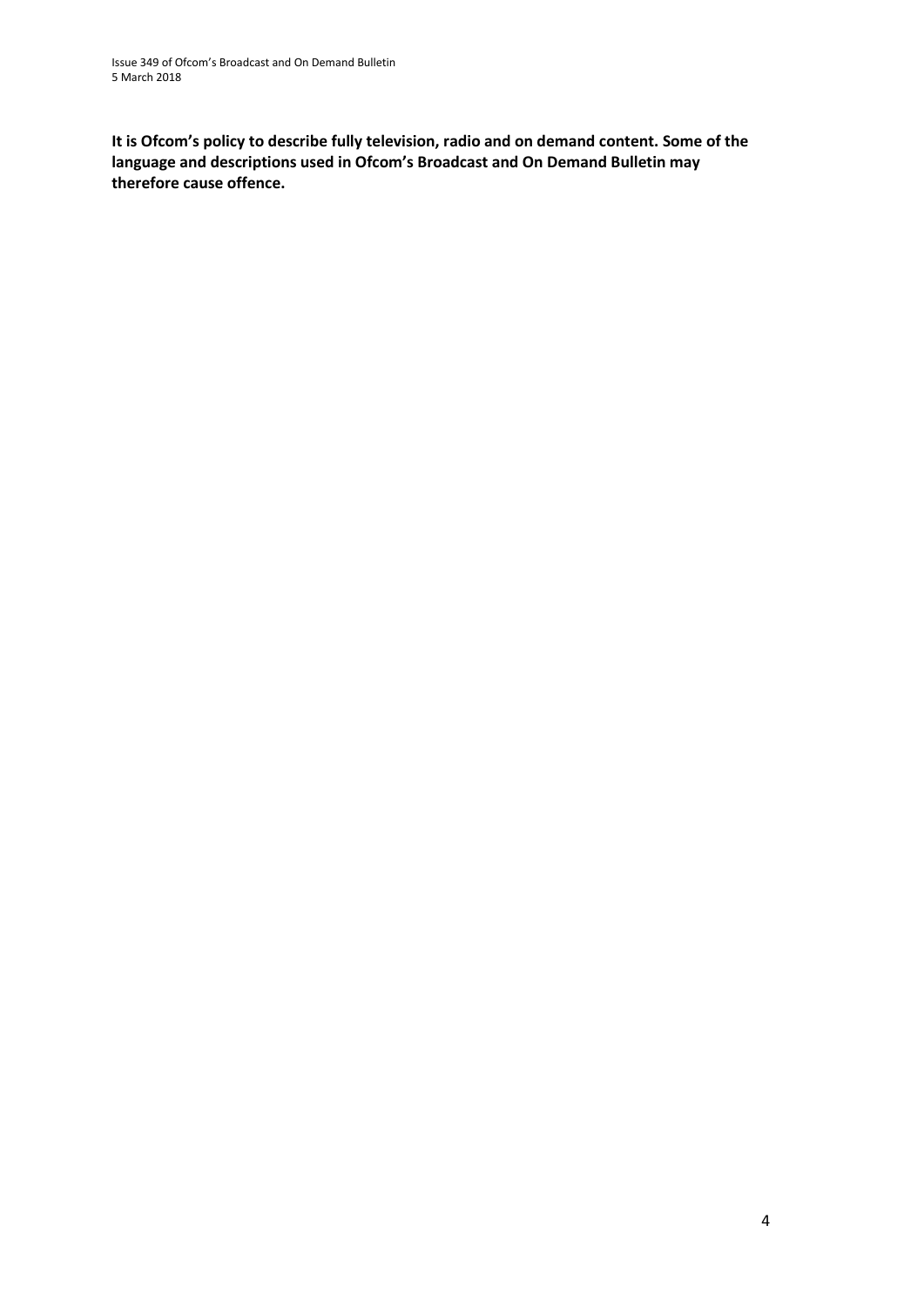**It is Ofcom's policy to describe fully television, radio and on demand content. Some of the language and descriptions used in Ofcom's Broadcast and On Demand Bulletin may therefore cause offence.**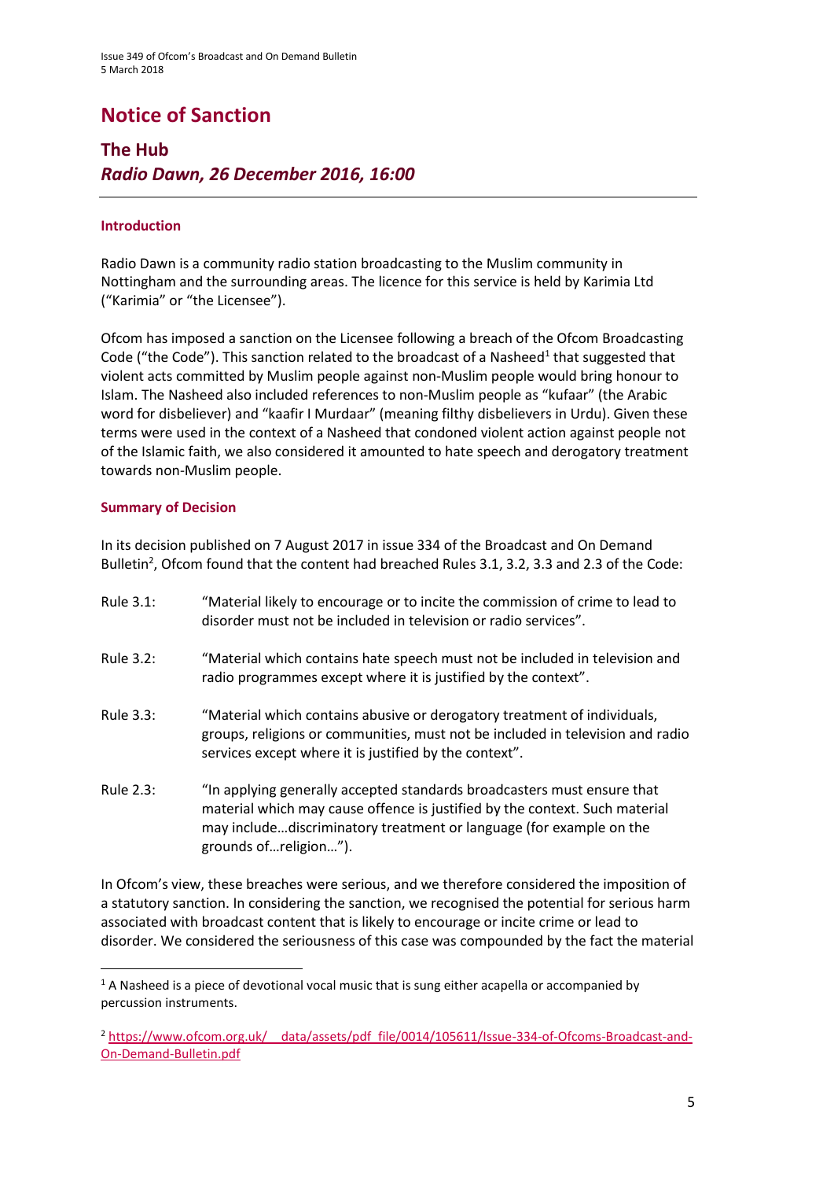# Notice of Sanction

## The Hub

## *Radio Dawn, 26 December 2016, 16:00*

### Introduction

Radio Dawn is a community radio station broadcasting to the Muslim community in Nottingham and the surrounding areas. The licence for this service is held by Karimia Ltd ("Karimia" or "the Licensee").

Ofcom has imposed a sanction on the Licensee following a breach of the Ofcom Broadcasting Code ("the Code"). This sanction related to the broadcast of a Nasheed[1] that suggested that violent acts committed by Muslim people against non-Muslim people would bring honour to Islam. The Nasheed also included references to non-Muslim people as "kufaar" (the Arabic word for disbeliever) and "kaafir I Murdaar" (meaning filthy disbelievers in Urdu). Given these terms were used in the context of a Nasheed that condoned violent action against people not of the Islamic faith, we also considered it amounted to hate speech and derogatory treatment towards non-Muslim people.

### Summary of Decision

In its decision published on 7 August 2017 in issue 334 of the Broadcast and On Demand Bulletin[2], Ofcom found that the content had breached Rules 3.1, 3.2, 3.3 and 2.3 of the Code:

Rule 3.1: "Material likely to encourage or to incite the commission of crime to lead to disorder must not be included in television or radio services".

Rule 3.2: "Material which contains hate speech must not be included in television and radio programmes except where it is justified by the context".

Rule 3.3: "Material which contains abusive or derogatory treatment of individuals, groups, religions or communities, must not be included in television and radio services except where it is justified by the context".

Rule 2.3: "In applying generally accepted standards broadcasters must ensure that material which may cause offence is justified by the context. Such material may include…discriminatory treatment or language (for example on the grounds of…religion…").

In Ofcom's view, these breaches were serious, and we therefore considered the imposition of a statutory sanction. In considering the sanction, we recognised the potential for serious harm associated with broadcast content that is likely to encourage or incite crime or lead to disorder. We considered the seriousness of this case was compounded by the fact the material

---

[1] A Nasheed is a piece of devotional vocal music that is sung either acapella or accompanied by percussion instruments.

[2] https://www.ofcom.org.uk/__data/assets/pdf_file/0014/105611/Issue-334-of-Ofcoms-Broadcast-and-On-Demand-Bulletin.pdf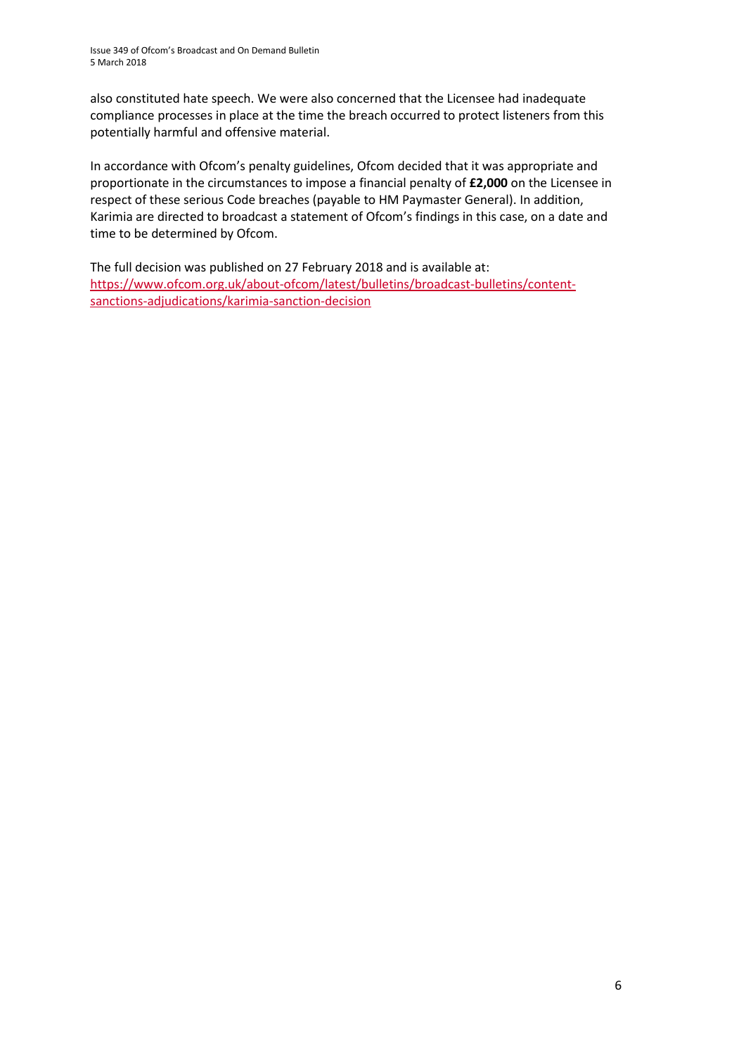also constituted hate speech. We were also concerned that the Licensee had inadequate compliance processes in place at the time the breach occurred to protect listeners from this potentially harmful and offensive material.

In accordance with Ofcom's penalty guidelines, Ofcom decided that it was appropriate and proportionate in the circumstances to impose a financial penalty of **£2,000** on the Licensee in respect of these serious Code breaches (payable to HM Paymaster General). In addition, Karimia are directed to broadcast a statement of Ofcom's findings in this case, on a date and time to be determined by Ofcom.

The full decision was published on 27 February 2018 and is available at:
[https://www.ofcom.org.uk/about-ofcom/latest/bulletins/broadcast-bulletins/content-sanctions-adjudications/karimia-sanction-decision](https://www.ofcom.org.uk/about-ofcom/latest/bulletins/broadcast-bulletins/content-sanctions-adjudications/karimia-sanction-decision)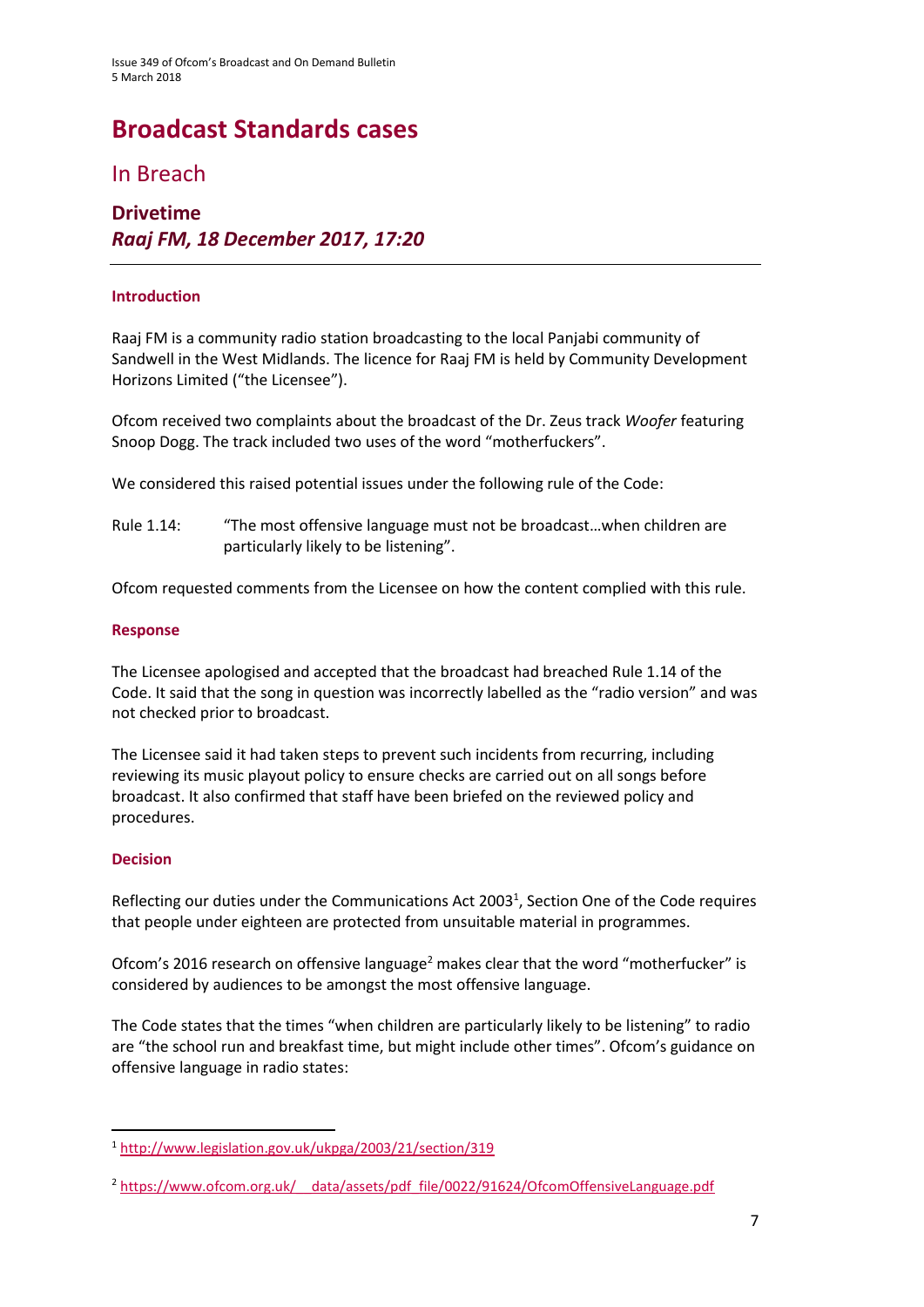# Broadcast Standards cases

## In Breach

### Drivetime
### *Raaj FM, 18 December 2017, 17:20*

---

#### Introduction

Raaj FM is a community radio station broadcasting to the local Panjabi community of Sandwell in the West Midlands. The licence for Raaj FM is held by Community Development Horizons Limited ("the Licensee").

Ofcom received two complaints about the broadcast of the Dr. Zeus track *Woofer* featuring Snoop Dogg. The track included two uses of the word "motherfuckers".

We considered this raised potential issues under the following rule of the Code:

Rule 1.14: "The most offensive language must not be broadcast…when children are particularly likely to be listening".

Ofcom requested comments from the Licensee on how the content complied with this rule.

#### Response

The Licensee apologised and accepted that the broadcast had breached Rule 1.14 of the Code. It said that the song in question was incorrectly labelled as the "radio version" and was not checked prior to broadcast.

The Licensee said it had taken steps to prevent such incidents from recurring, including reviewing its music playout policy to ensure checks are carried out on all songs before broadcast. It also confirmed that staff have been briefed on the reviewed policy and procedures.

#### Decision

Reflecting our duties under the Communications Act 2003[1], Section One of the Code requires that people under eighteen are protected from unsuitable material in programmes.

Ofcom's 2016 research on offensive language[2] makes clear that the word "motherfucker" is considered by audiences to be amongst the most offensive language.

The Code states that the times "when children are particularly likely to be listening" to radio are "the school run and breakfast time, but might include other times". Ofcom's guidance on offensive language in radio states:

---

[1] http://www.legislation.gov.uk/ukpga/2003/21/section/319

[2] https://www.ofcom.org.uk/__data/assets/pdf_file/0022/91624/OfcomOffensiveLanguage.pdf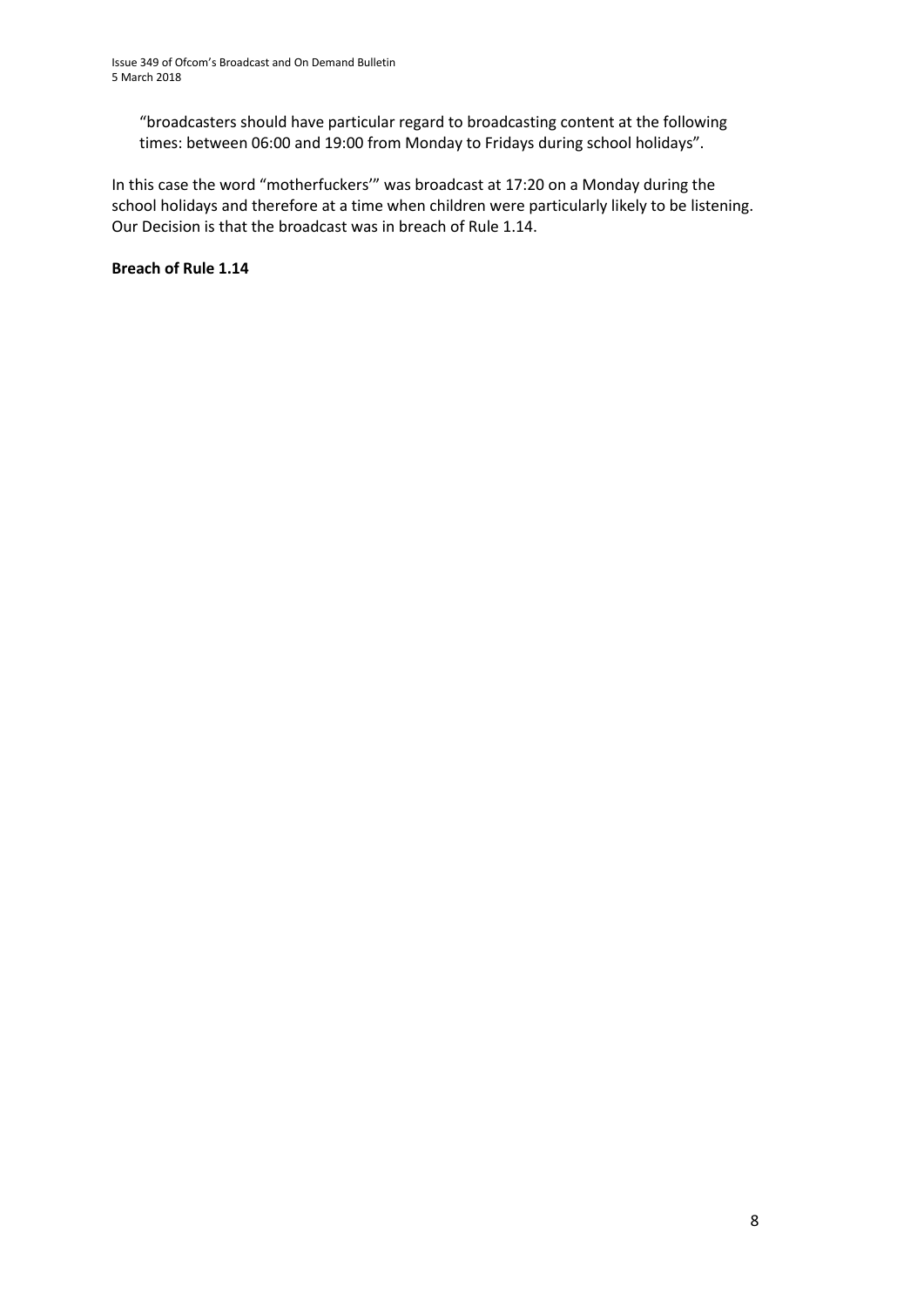"broadcasters should have particular regard to broadcasting content at the following times: between 06:00 and 19:00 from Monday to Fridays during school holidays".

In this case the word "motherfuckers'" was broadcast at 17:20 on a Monday during the school holidays and therefore at a time when children were particularly likely to be listening. Our Decision is that the broadcast was in breach of Rule 1.14.

**Breach of Rule 1.14**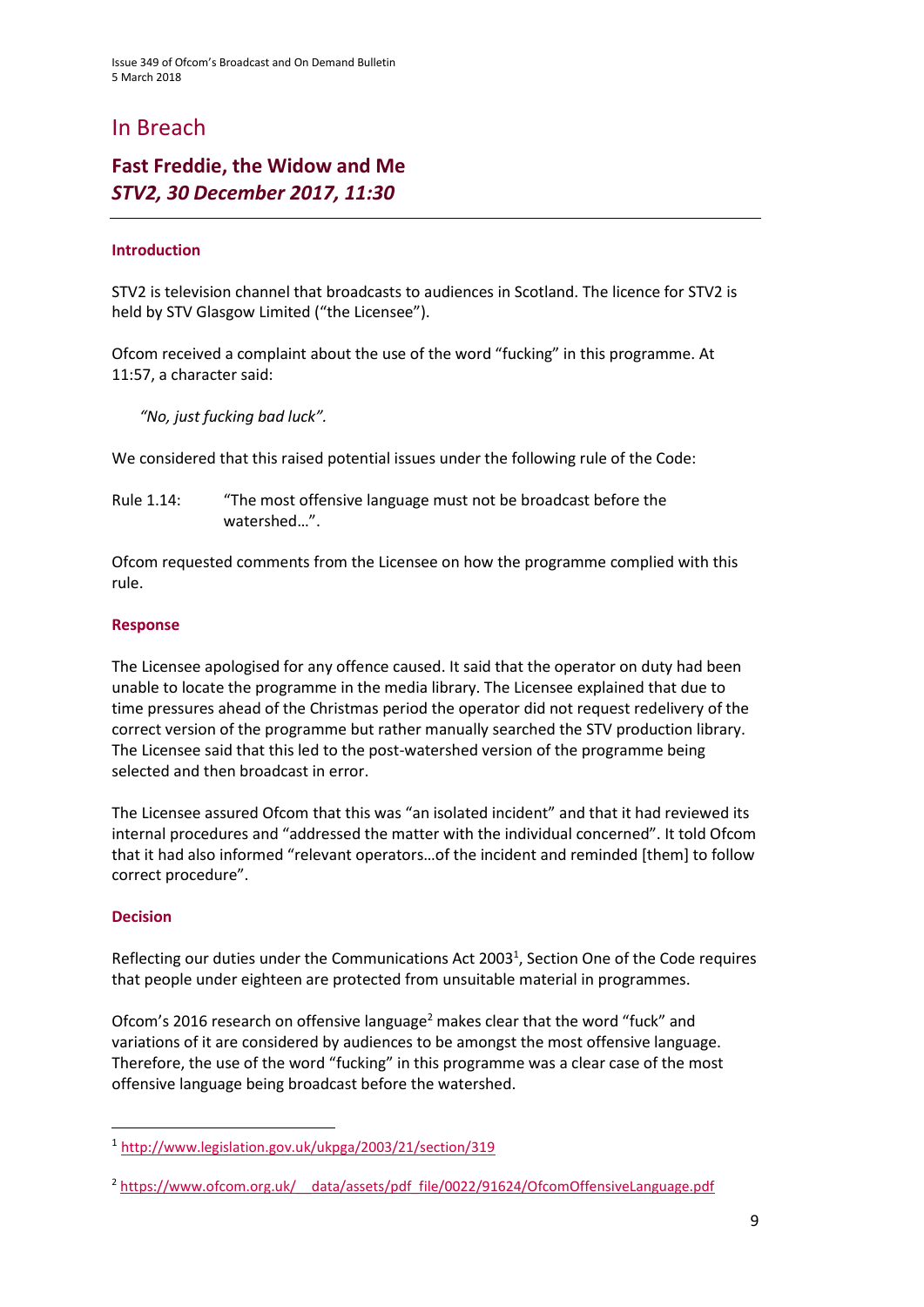# In Breach

## Fast Freddie, the Widow and Me
### *STV2, 30 December 2017, 11:30*

---

#### Introduction

STV2 is television channel that broadcasts to audiences in Scotland. The licence for STV2 is held by STV Glasgow Limited ("the Licensee").

Ofcom received a complaint about the use of the word "fucking" in this programme. At 11:57, a character said:

> *"No, just fucking bad luck".*

We considered that this raised potential issues under the following rule of the Code:

Rule 1.14: "The most offensive language must not be broadcast before the watershed…".

Ofcom requested comments from the Licensee on how the programme complied with this rule.

#### Response

The Licensee apologised for any offence caused. It said that the operator on duty had been unable to locate the programme in the media library. The Licensee explained that due to time pressures ahead of the Christmas period the operator did not request redelivery of the correct version of the programme but rather manually searched the STV production library. The Licensee said that this led to the post-watershed version of the programme being selected and then broadcast in error.

The Licensee assured Ofcom that this was "an isolated incident" and that it had reviewed its internal procedures and "addressed the matter with the individual concerned". It told Ofcom that it had also informed "relevant operators…of the incident and reminded [them] to follow correct procedure".

#### Decision

Reflecting our duties under the Communications Act 2003[1], Section One of the Code requires that people under eighteen are protected from unsuitable material in programmes.

Ofcom's 2016 research on offensive language[2] makes clear that the word "fuck" and variations of it are considered by audiences to be amongst the most offensive language. Therefore, the use of the word "fucking" in this programme was a clear case of the most offensive language being broadcast before the watershed.

---

[1] http://www.legislation.gov.uk/ukpga/2003/21/section/319

[2] https://www.ofcom.org.uk/__data/assets/pdf_file/0022/91624/OfcomOffensiveLanguage.pdf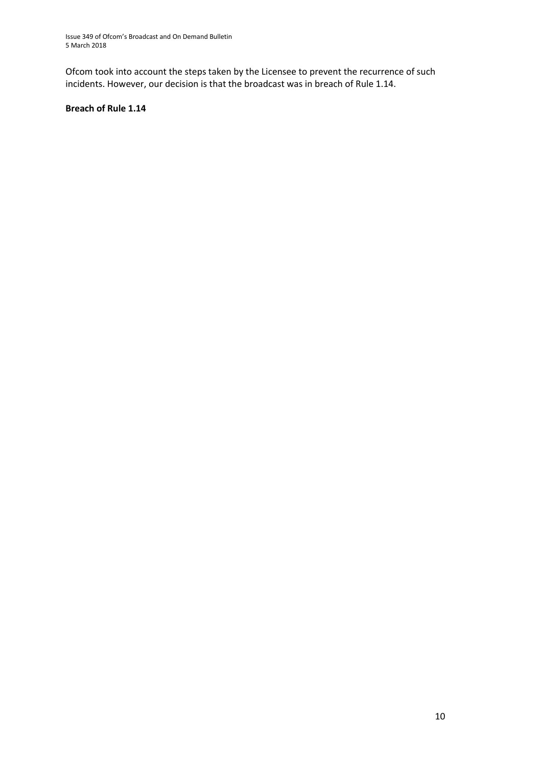Ofcom took into account the steps taken by the Licensee to prevent the recurrence of such incidents. However, our decision is that the broadcast was in breach of Rule 1.14.

**Breach of Rule 1.14**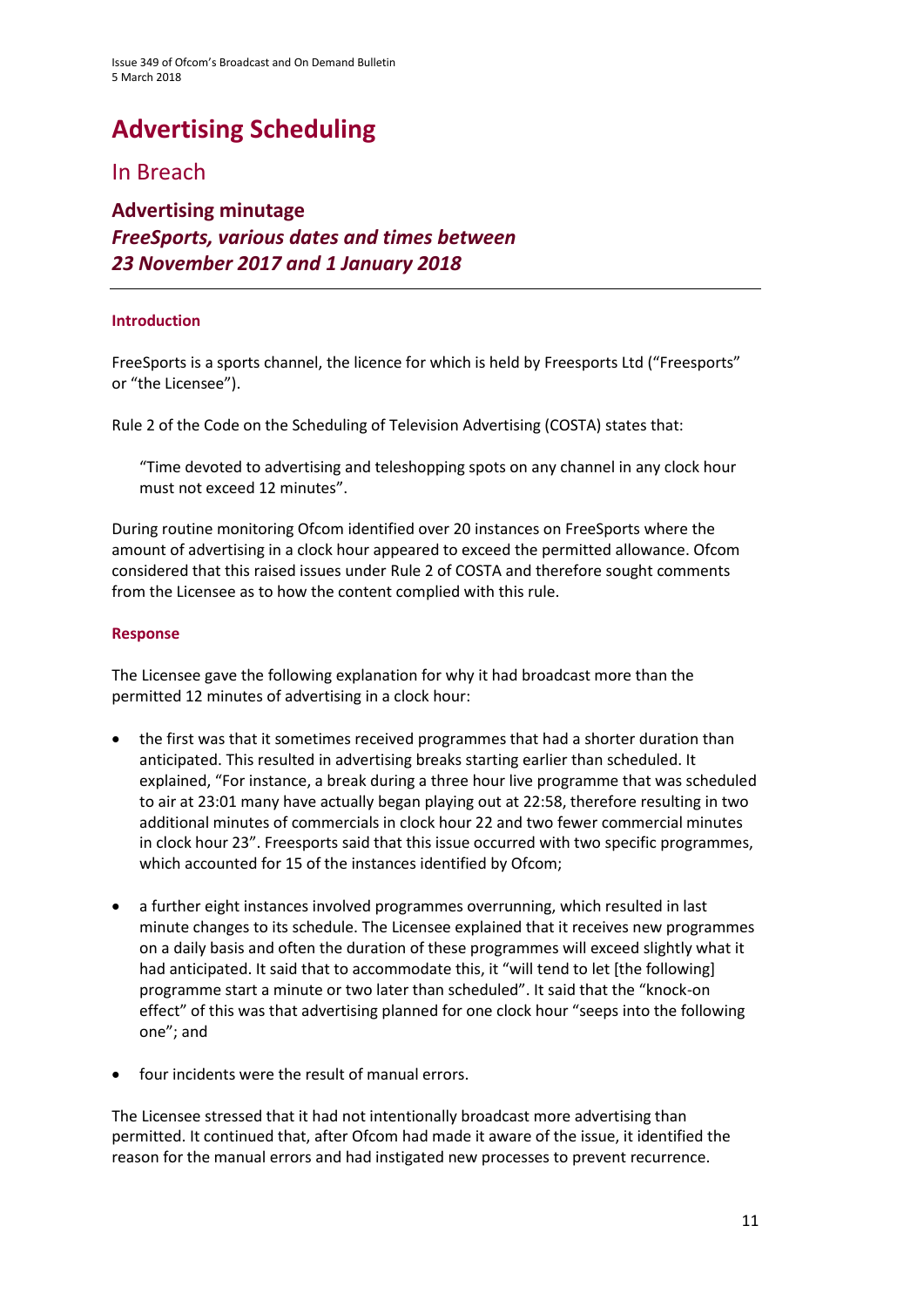# Advertising Scheduling

## In Breach

### Advertising minutage
### *FreeSports, various dates and times between 23 November 2017 and 1 January 2018*

---

#### Introduction

FreeSports is a sports channel, the licence for which is held by Freesports Ltd ("Freesports" or "the Licensee").

Rule 2 of the Code on the Scheduling of Television Advertising (COSTA) states that:

> "Time devoted to advertising and teleshopping spots on any channel in any clock hour must not exceed 12 minutes".

During routine monitoring Ofcom identified over 20 instances on FreeSports where the amount of advertising in a clock hour appeared to exceed the permitted allowance. Ofcom considered that this raised issues under Rule 2 of COSTA and therefore sought comments from the Licensee as to how the content complied with this rule.

#### Response

The Licensee gave the following explanation for why it had broadcast more than the permitted 12 minutes of advertising in a clock hour:

- the first was that it sometimes received programmes that had a shorter duration than anticipated. This resulted in advertising breaks starting earlier than scheduled. It explained, "For instance, a break during a three hour live programme that was scheduled to air at 23:01 many have actually began playing out at 22:58, therefore resulting in two additional minutes of commercials in clock hour 22 and two fewer commercial minutes in clock hour 23". Freesports said that this issue occurred with two specific programmes, which accounted for 15 of the instances identified by Ofcom;
- a further eight instances involved programmes overrunning, which resulted in last minute changes to its schedule. The Licensee explained that it receives new programmes on a daily basis and often the duration of these programmes will exceed slightly what it had anticipated. It said that to accommodate this, it "will tend to let [the following] programme start a minute or two later than scheduled". It said that the "knock-on effect" of this was that advertising planned for one clock hour "seeps into the following one"; and
- four incidents were the result of manual errors.

The Licensee stressed that it had not intentionally broadcast more advertising than permitted. It continued that, after Ofcom had made it aware of the issue, it identified the reason for the manual errors and had instigated new processes to prevent recurrence.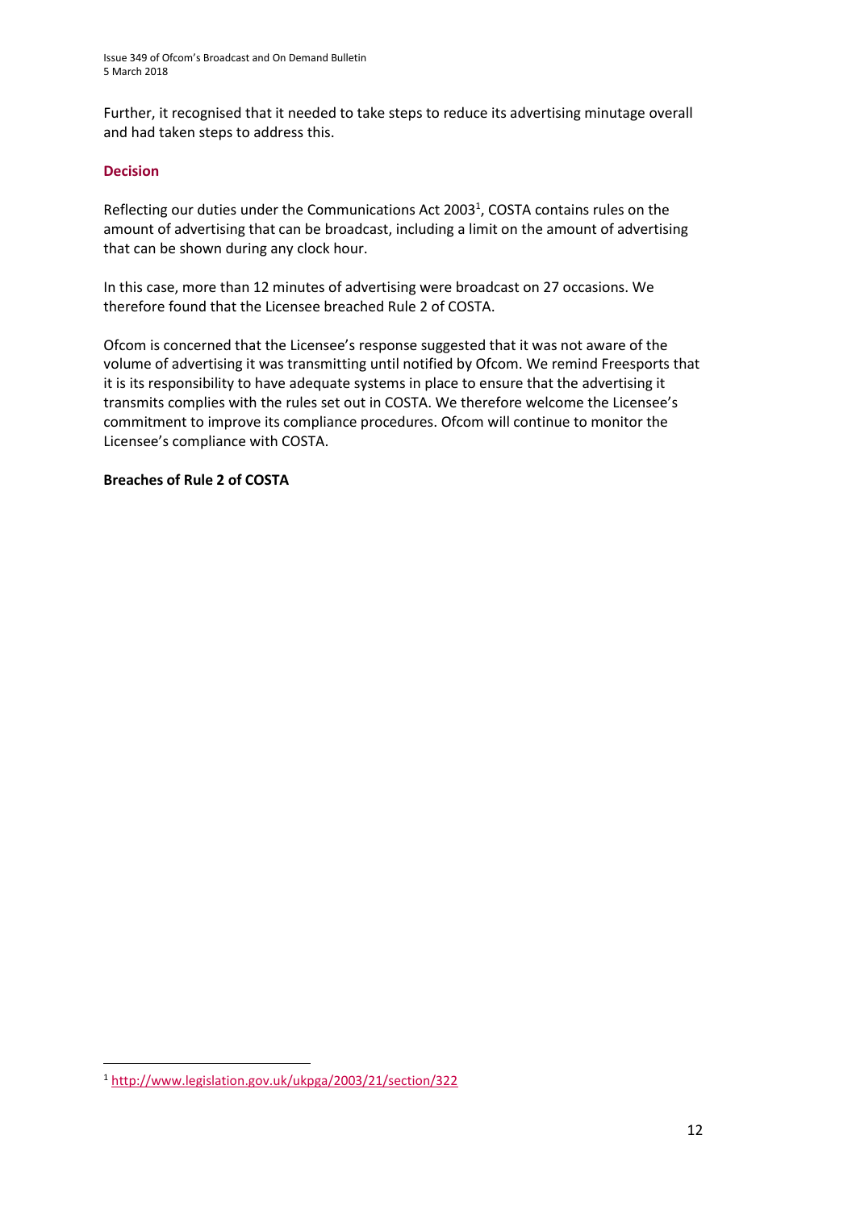Further, it recognised that it needed to take steps to reduce its advertising minutage overall and had taken steps to address this.

### Decision

Reflecting our duties under the Communications Act 2003[1], COSTA contains rules on the amount of advertising that can be broadcast, including a limit on the amount of advertising that can be shown during any clock hour.

In this case, more than 12 minutes of advertising were broadcast on 27 occasions. We therefore found that the Licensee breached Rule 2 of COSTA.

Ofcom is concerned that the Licensee's response suggested that it was not aware of the volume of advertising it was transmitting until notified by Ofcom. We remind Freesports that it is its responsibility to have adequate systems in place to ensure that the advertising it transmits complies with the rules set out in COSTA. We therefore welcome the Licensee's commitment to improve its compliance procedures. Ofcom will continue to monitor the Licensee's compliance with COSTA.

**Breaches of Rule 2 of COSTA**

[1] http://www.legislation.gov.uk/ukpga/2003/21/section/322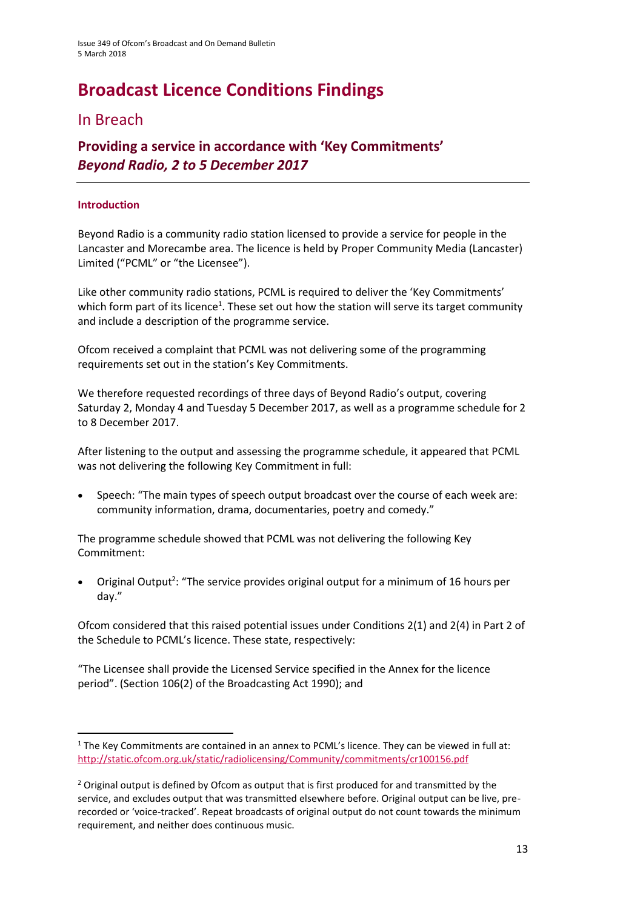# Broadcast Licence Conditions Findings

## In Breach

### Providing a service in accordance with 'Key Commitments' *Beyond Radio, 2 to 5 December 2017*

#### Introduction

Beyond Radio is a community radio station licensed to provide a service for people in the Lancaster and Morecambe area. The licence is held by Proper Community Media (Lancaster) Limited ("PCML" or "the Licensee").

Like other community radio stations, PCML is required to deliver the 'Key Commitments' which form part of its licence[1]. These set out how the station will serve its target community and include a description of the programme service.

Ofcom received a complaint that PCML was not delivering some of the programming requirements set out in the station's Key Commitments.

We therefore requested recordings of three days of Beyond Radio's output, covering Saturday 2, Monday 4 and Tuesday 5 December 2017, as well as a programme schedule for 2 to 8 December 2017.

After listening to the output and assessing the programme schedule, it appeared that PCML was not delivering the following Key Commitment in full:

- Speech: "The main types of speech output broadcast over the course of each week are: community information, drama, documentaries, poetry and comedy."

The programme schedule showed that PCML was not delivering the following Key Commitment:

- Original Output[2]: "The service provides original output for a minimum of 16 hours per day."

Ofcom considered that this raised potential issues under Conditions 2(1) and 2(4) in Part 2 of the Schedule to PCML's licence. These state, respectively:

"The Licensee shall provide the Licensed Service specified in the Annex for the licence period". (Section 106(2) of the Broadcasting Act 1990); and

---

[1] The Key Commitments are contained in an annex to PCML's licence. They can be viewed in full at: http://static.ofcom.org.uk/static/radiolicensing/Community/commitments/cr100156.pdf

[2] Original output is defined by Ofcom as output that is first produced for and transmitted by the service, and excludes output that was transmitted elsewhere before. Original output can be live, pre-recorded or 'voice-tracked'. Repeat broadcasts of original output do not count towards the minimum requirement, and neither does continuous music.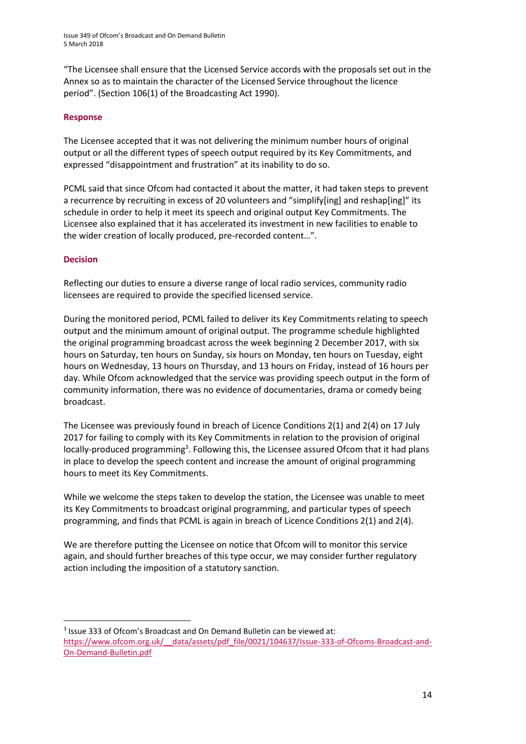"The Licensee shall ensure that the Licensed Service accords with the proposals set out in the Annex so as to maintain the character of the Licensed Service throughout the licence period". (Section 106(1) of the Broadcasting Act 1990).

### Response

The Licensee accepted that it was not delivering the minimum number hours of original output or all the different types of speech output required by its Key Commitments, and expressed "disappointment and frustration" at its inability to do so.

PCML said that since Ofcom had contacted it about the matter, it had taken steps to prevent a recurrence by recruiting in excess of 20 volunteers and "simplify[ing] and reshap[ing]" its schedule in order to help it meet its speech and original output Key Commitments. The Licensee also explained that it has accelerated its investment in new facilities to enable to the wider creation of locally produced, pre-recorded content…".

### Decision

Reflecting our duties to ensure a diverse range of local radio services, community radio licensees are required to provide the specified licensed service.

During the monitored period, PCML failed to deliver its Key Commitments relating to speech output and the minimum amount of original output. The programme schedule highlighted the original programming broadcast across the week beginning 2 December 2017, with six hours on Saturday, ten hours on Sunday, six hours on Monday, ten hours on Tuesday, eight hours on Wednesday, 13 hours on Thursday, and 13 hours on Friday, instead of 16 hours per day. While Ofcom acknowledged that the service was providing speech output in the form of community information, there was no evidence of documentaries, drama or comedy being broadcast.

The Licensee was previously found in breach of Licence Conditions 2(1) and 2(4) on 17 July 2017 for failing to comply with its Key Commitments in relation to the provision of original locally-produced programming[3]. Following this, the Licensee assured Ofcom that it had plans in place to develop the speech content and increase the amount of original programming hours to meet its Key Commitments.

While we welcome the steps taken to develop the station, the Licensee was unable to meet its Key Commitments to broadcast original programming, and particular types of speech programming, and finds that PCML is again in breach of Licence Conditions 2(1) and 2(4).

We are therefore putting the Licensee on notice that Ofcom will to monitor this service again, and should further breaches of this type occur, we may consider further regulatory action including the imposition of a statutory sanction.

---

[3] Issue 333 of Ofcom's Broadcast and On Demand Bulletin can be viewed at: https://www.ofcom.org.uk/__data/assets/pdf_file/0021/104637/Issue-333-of-Ofcoms-Broadcast-and-On-Demand-Bulletin.pdf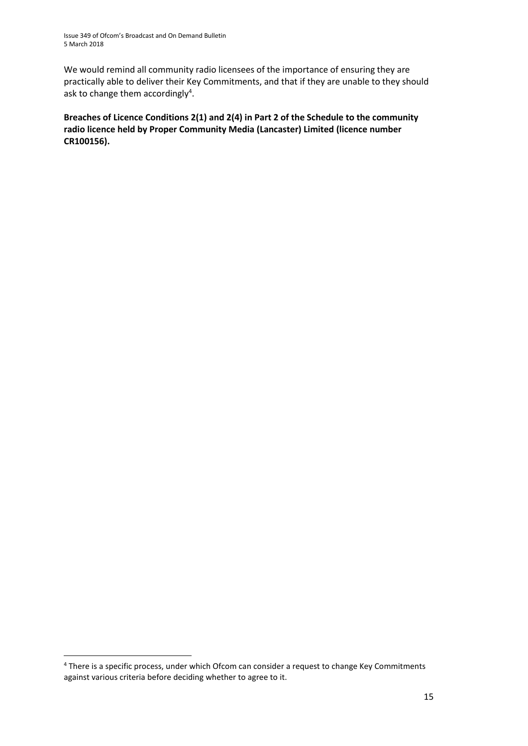We would remind all community radio licensees of the importance of ensuring they are practically able to deliver their Key Commitments, and that if they are unable to they should ask to change them accordingly[4].

**Breaches of Licence Conditions 2(1) and 2(4) in Part 2 of the Schedule to the community radio licence held by Proper Community Media (Lancaster) Limited (licence number CR100156).**

[4] There is a specific process, under which Ofcom can consider a request to change Key Commitments against various criteria before deciding whether to agree to it.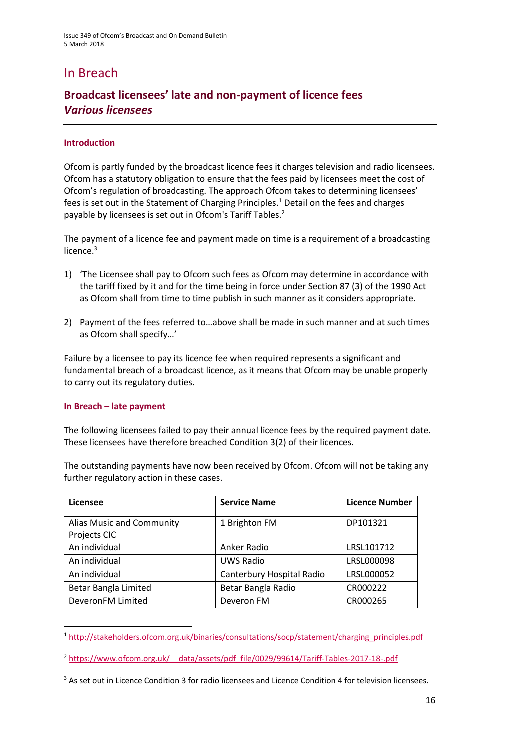# In Breach

## Broadcast licensees' late and non-payment of licence fees
## *Various licensees*

### Introduction

Ofcom is partly funded by the broadcast licence fees it charges television and radio licensees. Ofcom has a statutory obligation to ensure that the fees paid by licensees meet the cost of Ofcom's regulation of broadcasting. The approach Ofcom takes to determining licensees' fees is set out in the Statement of Charging Principles.[1] Detail on the fees and charges payable by licensees is set out in Ofcom's Tariff Tables.[2]

The payment of a licence fee and payment made on time is a requirement of a broadcasting licence.[3]

1) 'The Licensee shall pay to Ofcom such fees as Ofcom may determine in accordance with the tariff fixed by it and for the time being in force under Section 87 (3) of the 1990 Act as Ofcom shall from time to time publish in such manner as it considers appropriate.

2) Payment of the fees referred to…above shall be made in such manner and at such times as Ofcom shall specify…'

Failure by a licensee to pay its licence fee when required represents a significant and fundamental breach of a broadcast licence, as it means that Ofcom may be unable properly to carry out its regulatory duties.

### In Breach – late payment

The following licensees failed to pay their annual licence fees by the required payment date. These licensees have therefore breached Condition 3(2) of their licences.

The outstanding payments have now been received by Ofcom. Ofcom will not be taking any further regulatory action in these cases.

| Licensee | Service Name | Licence Number |
|---|---|---|
| Alias Music and Community Projects CIC | 1 Brighton FM | DP101321 |
| An individual | Anker Radio | LRSL101712 |
| An individual | UWS Radio | LRSL000098 |
| An individual | Canterbury Hospital Radio | LRSL000052 |
| Betar Bangla Limited | Betar Bangla Radio | CR000222 |
| DeveronFM Limited | Deveron FM | CR000265 |

[1] http://stakeholders.ofcom.org.uk/binaries/consultations/socp/statement/charging_principles.pdf

[2] https://www.ofcom.org.uk/__data/assets/pdf_file/0029/99614/Tariff-Tables-2017-18-.pdf

[3] As set out in Licence Condition 3 for radio licensees and Licence Condition 4 for television licensees.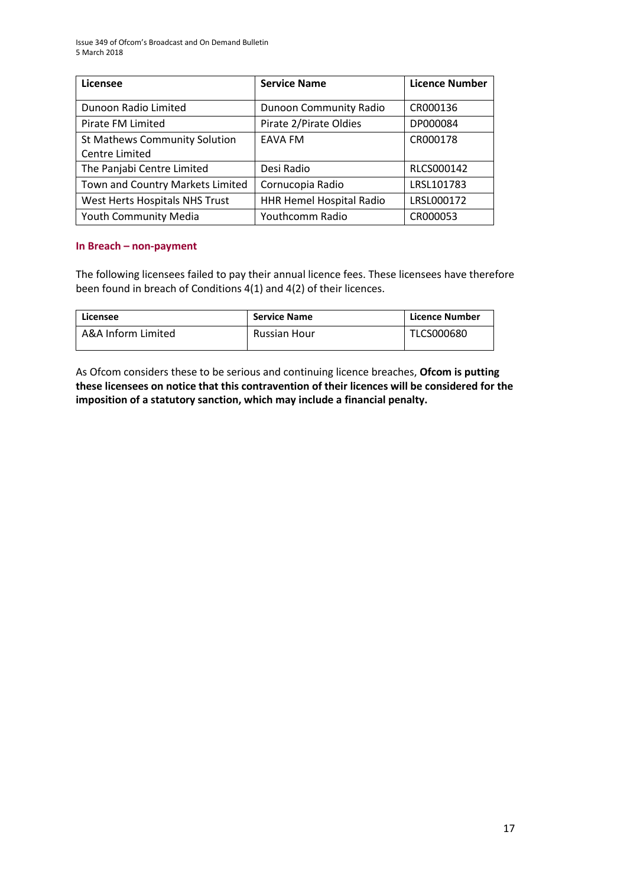| Licensee | Service Name | Licence Number |
|---|---|---|
| Dunoon Radio Limited | Dunoon Community Radio | CR000136 |
| Pirate FM Limited | Pirate 2/Pirate Oldies | DP000084 |
| St Mathews Community Solution Centre Limited | EAVA FM | CR000178 |
| The Panjabi Centre Limited | Desi Radio | RLCS000142 |
| Town and Country Markets Limited | Cornucopia Radio | LRSL101783 |
| West Herts Hospitals NHS Trust | HHR Hemel Hospital Radio | LRSL000172 |
| Youth Community Media | Youthcomm Radio | CR000053 |

#### In Breach – non-payment

The following licensees failed to pay their annual licence fees. These licensees have therefore been found in breach of Conditions 4(1) and 4(2) of their licences.

| Licensee | Service Name | Licence Number |
|---|---|---|
| A&A Inform Limited | Russian Hour | TLCS000680 |

As Ofcom considers these to be serious and continuing licence breaches, **Ofcom is putting these licensees on notice that this contravention of their licences will be considered for the imposition of a statutory sanction, which may include a financial penalty.**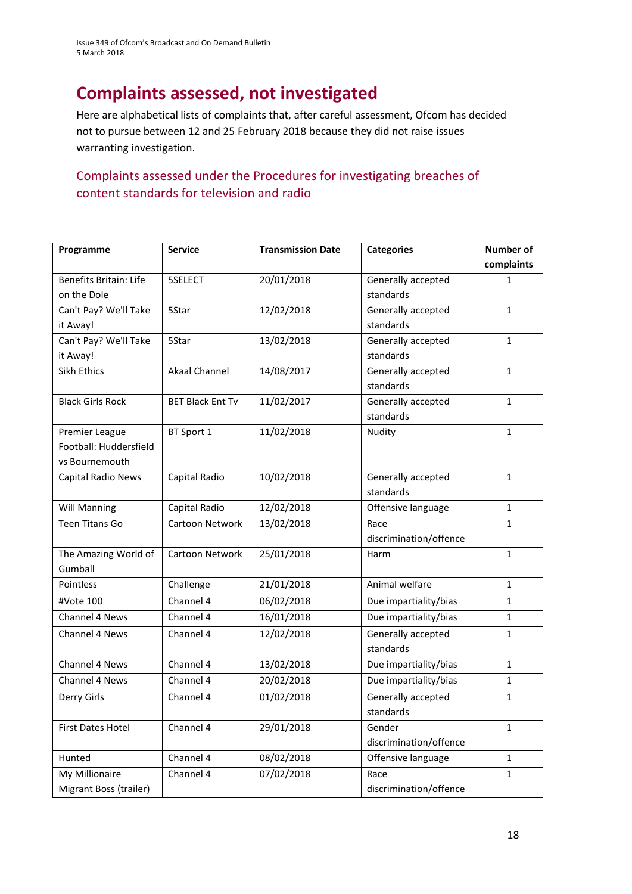# Complaints assessed, not investigated

Here are alphabetical lists of complaints that, after careful assessment, Ofcom has decided not to pursue between 12 and 25 February 2018 because they did not raise issues warranting investigation.

## Complaints assessed under the Procedures for investigating breaches of content standards for television and radio

| Programme | Service | Transmission Date | Categories | Number of complaints |
|---|---|---|---|---|
| Benefits Britain: Life on the Dole | 5SELECT | 20/01/2018 | Generally accepted standards | 1 |
| Can't Pay? We'll Take it Away! | 5Star | 12/02/2018 | Generally accepted standards | 1 |
| Can't Pay? We'll Take it Away! | 5Star | 13/02/2018 | Generally accepted standards | 1 |
| Sikh Ethics | Akaal Channel | 14/08/2017 | Generally accepted standards | 1 |
| Black Girls Rock | BET Black Ent Tv | 11/02/2017 | Generally accepted standards | 1 |
| Premier League Football: Huddersfield vs Bournemouth | BT Sport 1 | 11/02/2018 | Nudity | 1 |
| Capital Radio News | Capital Radio | 10/02/2018 | Generally accepted standards | 1 |
| Will Manning | Capital Radio | 12/02/2018 | Offensive language | 1 |
| Teen Titans Go | Cartoon Network | 13/02/2018 | Race discrimination/offence | 1 |
| The Amazing World of Gumball | Cartoon Network | 25/01/2018 | Harm | 1 |
| Pointless | Challenge | 21/01/2018 | Animal welfare | 1 |
| #Vote 100 | Channel 4 | 06/02/2018 | Due impartiality/bias | 1 |
| Channel 4 News | Channel 4 | 16/01/2018 | Due impartiality/bias | 1 |
| Channel 4 News | Channel 4 | 12/02/2018 | Generally accepted standards | 1 |
| Channel 4 News | Channel 4 | 13/02/2018 | Due impartiality/bias | 1 |
| Channel 4 News | Channel 4 | 20/02/2018 | Due impartiality/bias | 1 |
| Derry Girls | Channel 4 | 01/02/2018 | Generally accepted standards | 1 |
| First Dates Hotel | Channel 4 | 29/01/2018 | Gender discrimination/offence | 1 |
| Hunted | Channel 4 | 08/02/2018 | Offensive language | 1 |
| My Millionaire Migrant Boss (trailer) | Channel 4 | 07/02/2018 | Race discrimination/offence | 1 |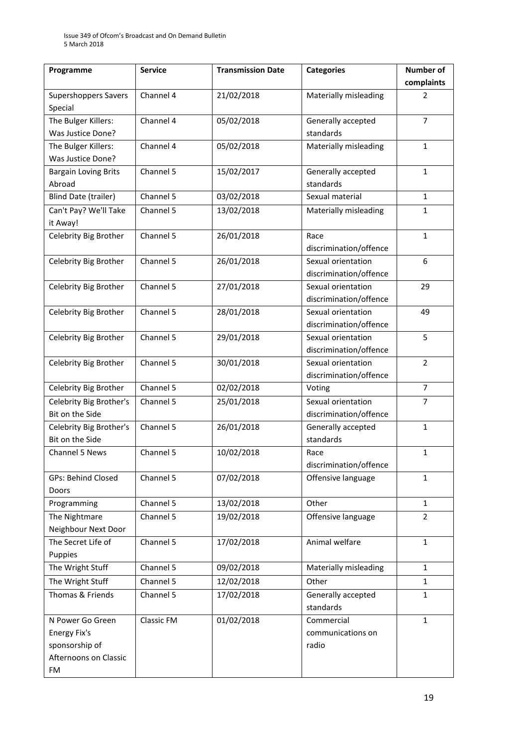| Programme | Service | Transmission Date | Categories | Number of complaints |
|---|---|---|---|---|
| Supershoppers Savers Special | Channel 4 | 21/02/2018 | Materially misleading | 2 |
| The Bulger Killers: Was Justice Done? | Channel 4 | 05/02/2018 | Generally accepted standards | 7 |
| The Bulger Killers: Was Justice Done? | Channel 4 | 05/02/2018 | Materially misleading | 1 |
| Bargain Loving Brits Abroad | Channel 5 | 15/02/2017 | Generally accepted standards | 1 |
| Blind Date (trailer) | Channel 5 | 03/02/2018 | Sexual material | 1 |
| Can't Pay? We'll Take it Away! | Channel 5 | 13/02/2018 | Materially misleading | 1 |
| Celebrity Big Brother | Channel 5 | 26/01/2018 | Race discrimination/offence | 1 |
| Celebrity Big Brother | Channel 5 | 26/01/2018 | Sexual orientation discrimination/offence | 6 |
| Celebrity Big Brother | Channel 5 | 27/01/2018 | Sexual orientation discrimination/offence | 29 |
| Celebrity Big Brother | Channel 5 | 28/01/2018 | Sexual orientation discrimination/offence | 49 |
| Celebrity Big Brother | Channel 5 | 29/01/2018 | Sexual orientation discrimination/offence | 5 |
| Celebrity Big Brother | Channel 5 | 30/01/2018 | Sexual orientation discrimination/offence | 2 |
| Celebrity Big Brother | Channel 5 | 02/02/2018 | Voting | 7 |
| Celebrity Big Brother's Bit on the Side | Channel 5 | 25/01/2018 | Sexual orientation discrimination/offence | 7 |
| Celebrity Big Brother's Bit on the Side | Channel 5 | 26/01/2018 | Generally accepted standards | 1 |
| Channel 5 News | Channel 5 | 10/02/2018 | Race discrimination/offence | 1 |
| GPs: Behind Closed Doors | Channel 5 | 07/02/2018 | Offensive language | 1 |
| Programming | Channel 5 | 13/02/2018 | Other | 1 |
| The Nightmare Neighbour Next Door | Channel 5 | 19/02/2018 | Offensive language | 2 |
| The Secret Life of Puppies | Channel 5 | 17/02/2018 | Animal welfare | 1 |
| The Wright Stuff | Channel 5 | 09/02/2018 | Materially misleading | 1 |
| The Wright Stuff | Channel 5 | 12/02/2018 | Other | 1 |
| Thomas & Friends | Channel 5 | 17/02/2018 | Generally accepted standards | 1 |
| N Power Go Green Energy Fix's sponsorship of Afternoons on Classic FM | Classic FM | 01/02/2018 | Commercial communications on radio | 1 |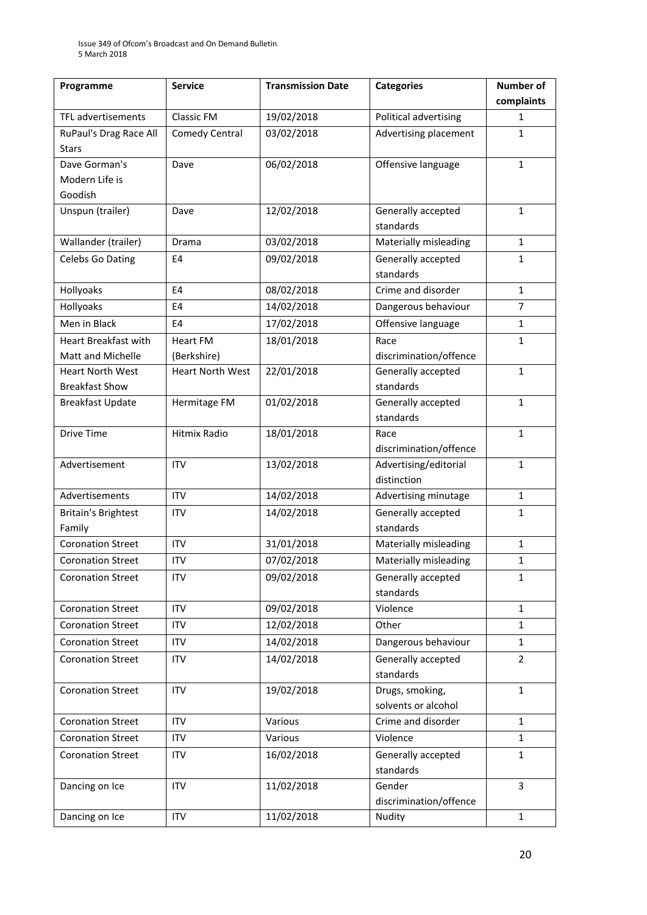| Programme | Service | Transmission Date | Categories | Number of complaints |
|---|---|---|---|---|
| TFL advertisements | Classic FM | 19/02/2018 | Political advertising | 1 |
| RuPaul's Drag Race All Stars | Comedy Central | 03/02/2018 | Advertising placement | 1 |
| Dave Gorman's Modern Life is Goodish | Dave | 06/02/2018 | Offensive language | 1 |
| Unspun (trailer) | Dave | 12/02/2018 | Generally accepted standards | 1 |
| Wallander (trailer) | Drama | 03/02/2018 | Materially misleading | 1 |
| Celebs Go Dating | E4 | 09/02/2018 | Generally accepted standards | 1 |
| Hollyoaks | E4 | 08/02/2018 | Crime and disorder | 1 |
| Hollyoaks | E4 | 14/02/2018 | Dangerous behaviour | 7 |
| Men in Black | E4 | 17/02/2018 | Offensive language | 1 |
| Heart Breakfast with Matt and Michelle | Heart FM (Berkshire) | 18/01/2018 | Race discrimination/offence | 1 |
| Heart North West Breakfast Show | Heart North West | 22/01/2018 | Generally accepted standards | 1 |
| Breakfast Update | Hermitage FM | 01/02/2018 | Generally accepted standards | 1 |
| Drive Time | Hitmix Radio | 18/01/2018 | Race discrimination/offence | 1 |
| Advertisement | ITV | 13/02/2018 | Advertising/editorial distinction | 1 |
| Advertisements | ITV | 14/02/2018 | Advertising minutage | 1 |
| Britain's Brightest Family | ITV | 14/02/2018 | Generally accepted standards | 1 |
| Coronation Street | ITV | 31/01/2018 | Materially misleading | 1 |
| Coronation Street | ITV | 07/02/2018 | Materially misleading | 1 |
| Coronation Street | ITV | 09/02/2018 | Generally accepted standards | 1 |
| Coronation Street | ITV | 09/02/2018 | Violence | 1 |
| Coronation Street | ITV | 12/02/2018 | Other | 1 |
| Coronation Street | ITV | 14/02/2018 | Dangerous behaviour | 1 |
| Coronation Street | ITV | 14/02/2018 | Generally accepted standards | 2 |
| Coronation Street | ITV | 19/02/2018 | Drugs, smoking, solvents or alcohol | 1 |
| Coronation Street | ITV | Various | Crime and disorder | 1 |
| Coronation Street | ITV | Various | Violence | 1 |
| Coronation Street | ITV | 16/02/2018 | Generally accepted standards | 1 |
| Dancing on Ice | ITV | 11/02/2018 | Gender discrimination/offence | 3 |
| Dancing on Ice | ITV | 11/02/2018 | Nudity | 1 |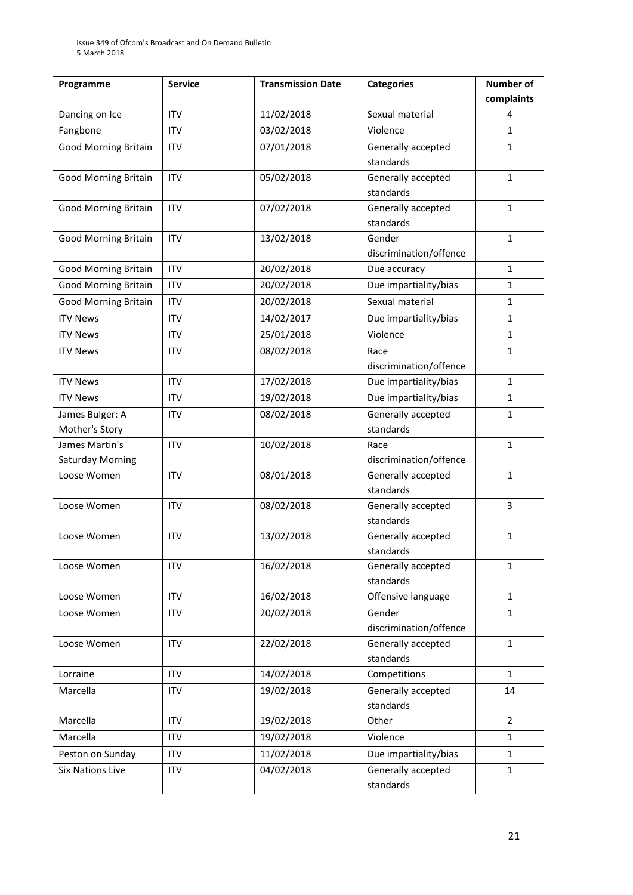| Programme | Service | Transmission Date | Categories | Number of complaints |
|---|---|---|---|---|
| Dancing on Ice | ITV | 11/02/2018 | Sexual material | 4 |
| Fangbone | ITV | 03/02/2018 | Violence | 1 |
| Good Morning Britain | ITV | 07/01/2018 | Generally accepted standards | 1 |
| Good Morning Britain | ITV | 05/02/2018 | Generally accepted standards | 1 |
| Good Morning Britain | ITV | 07/02/2018 | Generally accepted standards | 1 |
| Good Morning Britain | ITV | 13/02/2018 | Gender discrimination/offence | 1 |
| Good Morning Britain | ITV | 20/02/2018 | Due accuracy | 1 |
| Good Morning Britain | ITV | 20/02/2018 | Due impartiality/bias | 1 |
| Good Morning Britain | ITV | 20/02/2018 | Sexual material | 1 |
| ITV News | ITV | 14/02/2017 | Due impartiality/bias | 1 |
| ITV News | ITV | 25/01/2018 | Violence | 1 |
| ITV News | ITV | 08/02/2018 | Race discrimination/offence | 1 |
| ITV News | ITV | 17/02/2018 | Due impartiality/bias | 1 |
| ITV News | ITV | 19/02/2018 | Due impartiality/bias | 1 |
| James Bulger: A Mother's Story | ITV | 08/02/2018 | Generally accepted standards | 1 |
| James Martin's Saturday Morning | ITV | 10/02/2018 | Race discrimination/offence | 1 |
| Loose Women | ITV | 08/01/2018 | Generally accepted standards | 1 |
| Loose Women | ITV | 08/02/2018 | Generally accepted standards | 3 |
| Loose Women | ITV | 13/02/2018 | Generally accepted standards | 1 |
| Loose Women | ITV | 16/02/2018 | Generally accepted standards | 1 |
| Loose Women | ITV | 16/02/2018 | Offensive language | 1 |
| Loose Women | ITV | 20/02/2018 | Gender discrimination/offence | 1 |
| Loose Women | ITV | 22/02/2018 | Generally accepted standards | 1 |
| Lorraine | ITV | 14/02/2018 | Competitions | 1 |
| Marcella | ITV | 19/02/2018 | Generally accepted standards | 14 |
| Marcella | ITV | 19/02/2018 | Other | 2 |
| Marcella | ITV | 19/02/2018 | Violence | 1 |
| Peston on Sunday | ITV | 11/02/2018 | Due impartiality/bias | 1 |
| Six Nations Live | ITV | 04/02/2018 | Generally accepted standards | 1 |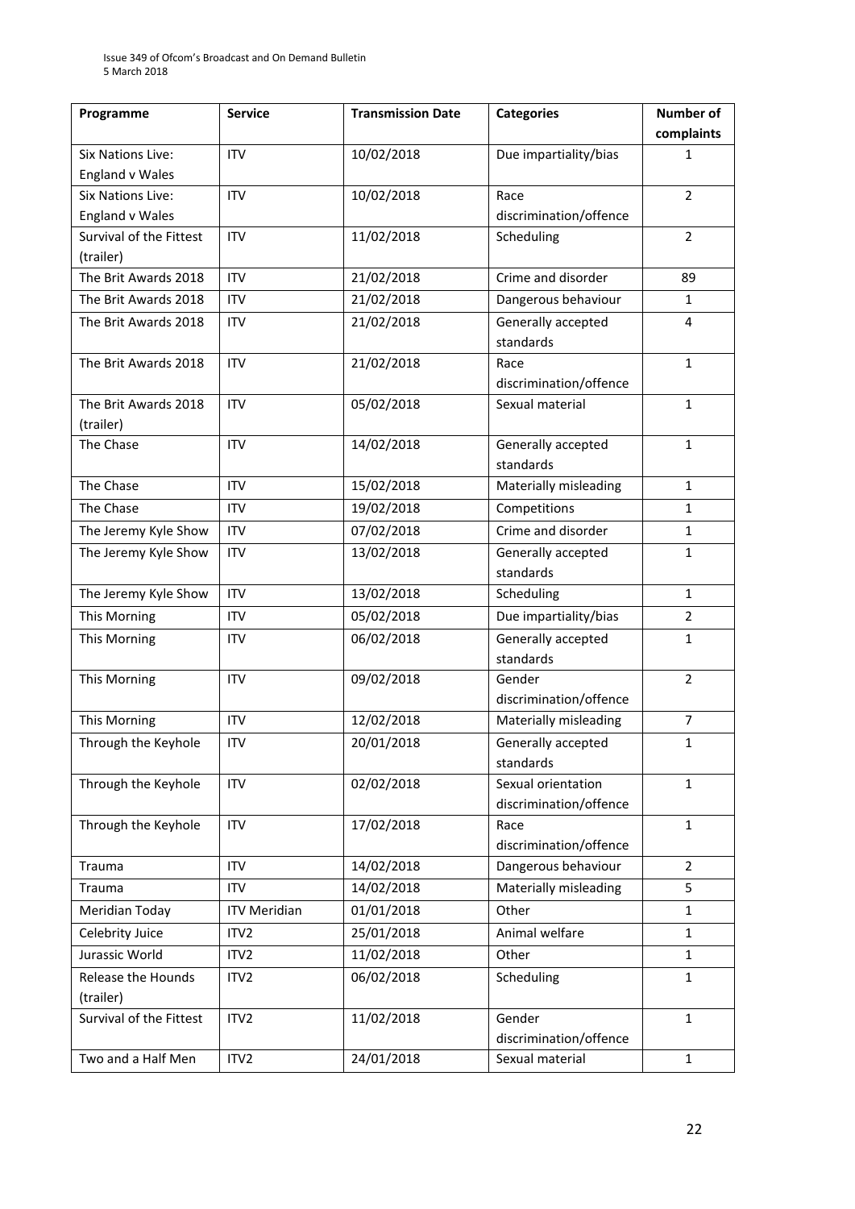| Programme | Service | Transmission Date | Categories | Number of complaints |
|---|---|---|---|---|
| Six Nations Live: England v Wales | ITV | 10/02/2018 | Due impartiality/bias | 1 |
| Six Nations Live: England v Wales | ITV | 10/02/2018 | Race discrimination/offence | 2 |
| Survival of the Fittest (trailer) | ITV | 11/02/2018 | Scheduling | 2 |
| The Brit Awards 2018 | ITV | 21/02/2018 | Crime and disorder | 89 |
| The Brit Awards 2018 | ITV | 21/02/2018 | Dangerous behaviour | 1 |
| The Brit Awards 2018 | ITV | 21/02/2018 | Generally accepted standards | 4 |
| The Brit Awards 2018 | ITV | 21/02/2018 | Race discrimination/offence | 1 |
| The Brit Awards 2018 (trailer) | ITV | 05/02/2018 | Sexual material | 1 |
| The Chase | ITV | 14/02/2018 | Generally accepted standards | 1 |
| The Chase | ITV | 15/02/2018 | Materially misleading | 1 |
| The Chase | ITV | 19/02/2018 | Competitions | 1 |
| The Jeremy Kyle Show | ITV | 07/02/2018 | Crime and disorder | 1 |
| The Jeremy Kyle Show | ITV | 13/02/2018 | Generally accepted standards | 1 |
| The Jeremy Kyle Show | ITV | 13/02/2018 | Scheduling | 1 |
| This Morning | ITV | 05/02/2018 | Due impartiality/bias | 2 |
| This Morning | ITV | 06/02/2018 | Generally accepted standards | 1 |
| This Morning | ITV | 09/02/2018 | Gender discrimination/offence | 2 |
| This Morning | ITV | 12/02/2018 | Materially misleading | 7 |
| Through the Keyhole | ITV | 20/01/2018 | Generally accepted standards | 1 |
| Through the Keyhole | ITV | 02/02/2018 | Sexual orientation discrimination/offence | 1 |
| Through the Keyhole | ITV | 17/02/2018 | Race discrimination/offence | 1 |
| Trauma | ITV | 14/02/2018 | Dangerous behaviour | 2 |
| Trauma | ITV | 14/02/2018 | Materially misleading | 5 |
| Meridian Today | ITV Meridian | 01/01/2018 | Other | 1 |
| Celebrity Juice | ITV2 | 25/01/2018 | Animal welfare | 1 |
| Jurassic World | ITV2 | 11/02/2018 | Other | 1 |
| Release the Hounds (trailer) | ITV2 | 06/02/2018 | Scheduling | 1 |
| Survival of the Fittest | ITV2 | 11/02/2018 | Gender discrimination/offence | 1 |
| Two and a Half Men | ITV2 | 24/01/2018 | Sexual material | 1 |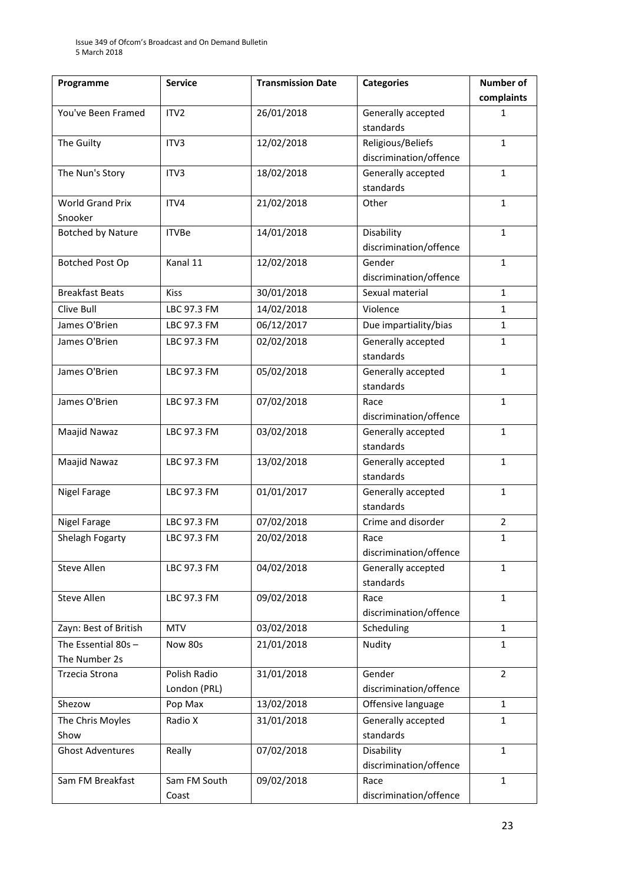| Programme | Service | Transmission Date | Categories | Number of complaints |
|---|---|---|---|---|
| You've Been Framed | ITV2 | 26/01/2018 | Generally accepted standards | 1 |
| The Guilty | ITV3 | 12/02/2018 | Religious/Beliefs discrimination/offence | 1 |
| The Nun's Story | ITV3 | 18/02/2018 | Generally accepted standards | 1 |
| World Grand Prix Snooker | ITV4 | 21/02/2018 | Other | 1 |
| Botched by Nature | ITVBe | 14/01/2018 | Disability discrimination/offence | 1 |
| Botched Post Op | Kanal 11 | 12/02/2018 | Gender discrimination/offence | 1 |
| Breakfast Beats | Kiss | 30/01/2018 | Sexual material | 1 |
| Clive Bull | LBC 97.3 FM | 14/02/2018 | Violence | 1 |
| James O'Brien | LBC 97.3 FM | 06/12/2017 | Due impartiality/bias | 1 |
| James O'Brien | LBC 97.3 FM | 02/02/2018 | Generally accepted standards | 1 |
| James O'Brien | LBC 97.3 FM | 05/02/2018 | Generally accepted standards | 1 |
| James O'Brien | LBC 97.3 FM | 07/02/2018 | Race discrimination/offence | 1 |
| Maajid Nawaz | LBC 97.3 FM | 03/02/2018 | Generally accepted standards | 1 |
| Maajid Nawaz | LBC 97.3 FM | 13/02/2018 | Generally accepted standards | 1 |
| Nigel Farage | LBC 97.3 FM | 01/01/2017 | Generally accepted standards | 1 |
| Nigel Farage | LBC 97.3 FM | 07/02/2018 | Crime and disorder | 2 |
| Shelagh Fogarty | LBC 97.3 FM | 20/02/2018 | Race discrimination/offence | 1 |
| Steve Allen | LBC 97.3 FM | 04/02/2018 | Generally accepted standards | 1 |
| Steve Allen | LBC 97.3 FM | 09/02/2018 | Race discrimination/offence | 1 |
| Zayn: Best of British | MTV | 03/02/2018 | Scheduling | 1 |
| The Essential 80s – The Number 2s | Now 80s | 21/01/2018 | Nudity | 1 |
| Trzecia Strona | Polish Radio London (PRL) | 31/01/2018 | Gender discrimination/offence | 2 |
| Shezow | Pop Max | 13/02/2018 | Offensive language | 1 |
| The Chris Moyles Show | Radio X | 31/01/2018 | Generally accepted standards | 1 |
| Ghost Adventures | Really | 07/02/2018 | Disability discrimination/offence | 1 |
| Sam FM Breakfast | Sam FM South Coast | 09/02/2018 | Race discrimination/offence | 1 |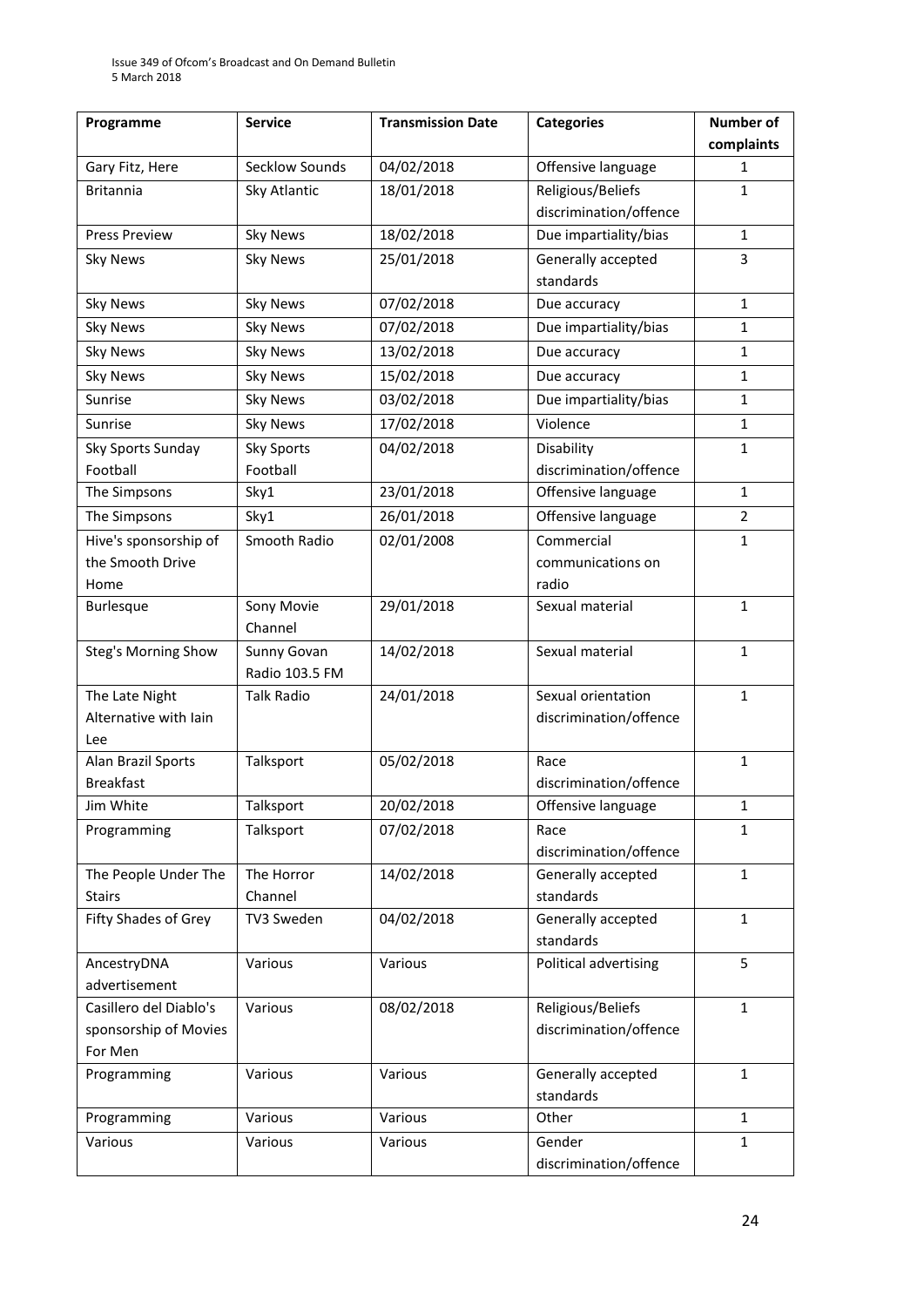| Programme | Service | Transmission Date | Categories | Number of complaints |
|---|---|---|---|---|
| Gary Fitz, Here | Secklow Sounds | 04/02/2018 | Offensive language | 1 |
| Britannia | Sky Atlantic | 18/01/2018 | Religious/Beliefs discrimination/offence | 1 |
| Press Preview | Sky News | 18/02/2018 | Due impartiality/bias | 1 |
| Sky News | Sky News | 25/01/2018 | Generally accepted standards | 3 |
| Sky News | Sky News | 07/02/2018 | Due accuracy | 1 |
| Sky News | Sky News | 07/02/2018 | Due impartiality/bias | 1 |
| Sky News | Sky News | 13/02/2018 | Due accuracy | 1 |
| Sky News | Sky News | 15/02/2018 | Due accuracy | 1 |
| Sunrise | Sky News | 03/02/2018 | Due impartiality/bias | 1 |
| Sunrise | Sky News | 17/02/2018 | Violence | 1 |
| Sky Sports Sunday Football | Sky Sports Football | 04/02/2018 | Disability discrimination/offence | 1 |
| The Simpsons | Sky1 | 23/01/2018 | Offensive language | 1 |
| The Simpsons | Sky1 | 26/01/2018 | Offensive language | 2 |
| Hive's sponsorship of the Smooth Drive Home | Smooth Radio | 02/01/2008 | Commercial communications on radio | 1 |
| Burlesque | Sony Movie Channel | 29/01/2018 | Sexual material | 1 |
| Steg's Morning Show | Sunny Govan Radio 103.5 FM | 14/02/2018 | Sexual material | 1 |
| The Late Night Alternative with Iain Lee | Talk Radio | 24/01/2018 | Sexual orientation discrimination/offence | 1 |
| Alan Brazil Sports Breakfast | Talksport | 05/02/2018 | Race discrimination/offence | 1 |
| Jim White | Talksport | 20/02/2018 | Offensive language | 1 |
| Programming | Talksport | 07/02/2018 | Race discrimination/offence | 1 |
| The People Under The Stairs | The Horror Channel | 14/02/2018 | Generally accepted standards | 1 |
| Fifty Shades of Grey | TV3 Sweden | 04/02/2018 | Generally accepted standards | 1 |
| AncestryDNA advertisement | Various | Various | Political advertising | 5 |
| Casillero del Diablo's sponsorship of Movies For Men | Various | 08/02/2018 | Religious/Beliefs discrimination/offence | 1 |
| Programming | Various | Various | Generally accepted standards | 1 |
| Programming | Various | Various | Other | 1 |
| Various | Various | Various | Gender discrimination/offence | 1 |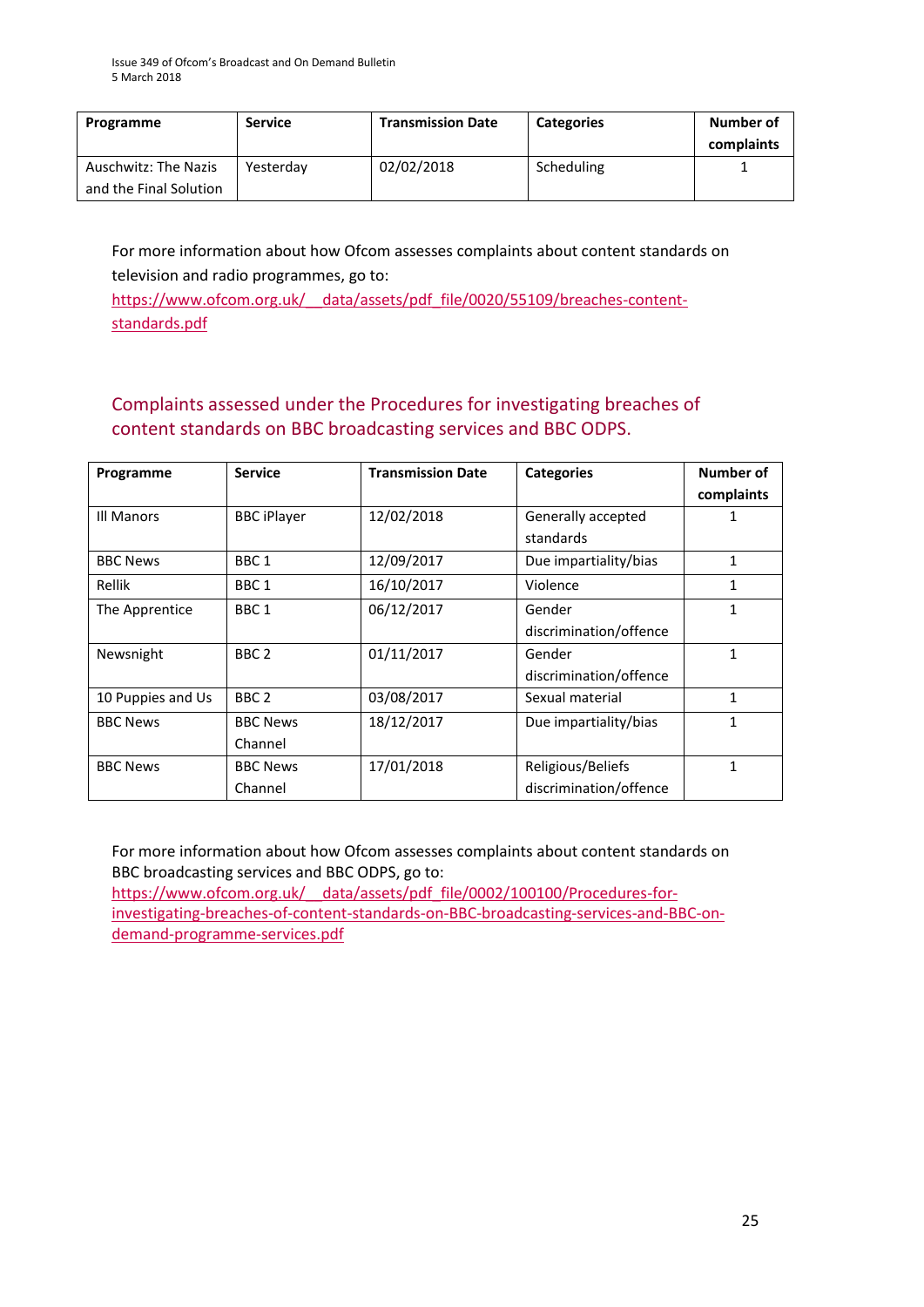| Programme | Service | Transmission Date | Categories | Number of complaints |
|---|---|---|---|---|
| Auschwitz: The Nazis and the Final Solution | Yesterday | 02/02/2018 | Scheduling | 1 |

For more information about how Ofcom assesses complaints about content standards on television and radio programmes, go to:
https://www.ofcom.org.uk/__data/assets/pdf_file/0020/55109/breaches-content-standards.pdf

## Complaints assessed under the Procedures for investigating breaches of content standards on BBC broadcasting services and BBC ODPS.

| Programme | Service | Transmission Date | Categories | Number of complaints |
|---|---|---|---|---|
| Ill Manors | BBC iPlayer | 12/02/2018 | Generally accepted standards | 1 |
| BBC News | BBC 1 | 12/09/2017 | Due impartiality/bias | 1 |
| Rellik | BBC 1 | 16/10/2017 | Violence | 1 |
| The Apprentice | BBC 1 | 06/12/2017 | Gender discrimination/offence | 1 |
| Newsnight | BBC 2 | 01/11/2017 | Gender discrimination/offence | 1 |
| 10 Puppies and Us | BBC 2 | 03/08/2017 | Sexual material | 1 |
| BBC News | BBC News Channel | 18/12/2017 | Due impartiality/bias | 1 |
| BBC News | BBC News Channel | 17/01/2018 | Religious/Beliefs discrimination/offence | 1 |

For more information about how Ofcom assesses complaints about content standards on BBC broadcasting services and BBC ODPS, go to:
https://www.ofcom.org.uk/__data/assets/pdf_file/0002/100100/Procedures-for-investigating-breaches-of-content-standards-on-BBC-broadcasting-services-and-BBC-on-demand-programme-services.pdf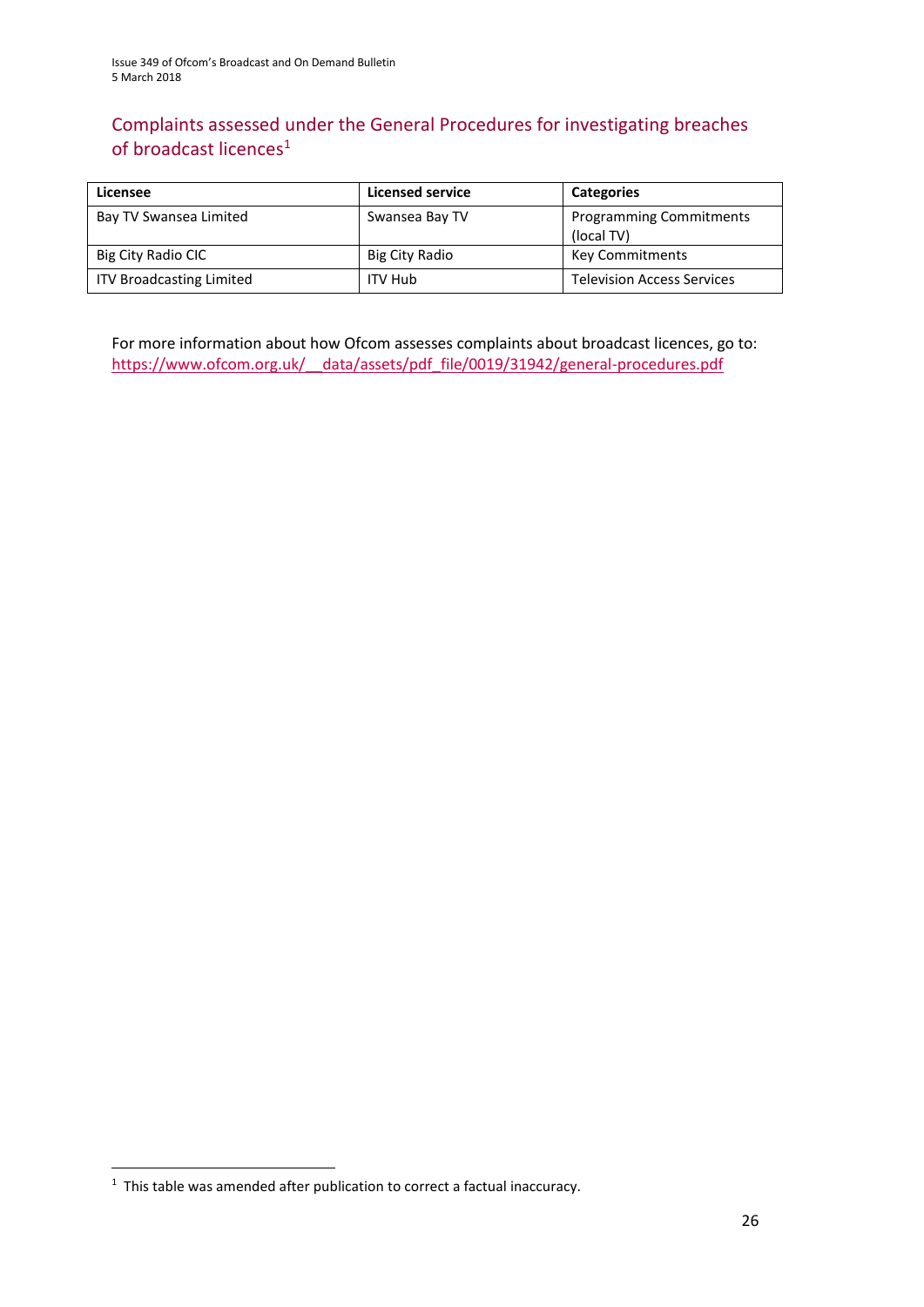## Complaints assessed under the General Procedures for investigating breaches of broadcast licences[1]

| Licensee | Licensed service | Categories |
|---|---|---|
| Bay TV Swansea Limited | Swansea Bay TV | Programming Commitments (local TV) |
| Big City Radio CIC | Big City Radio | Key Commitments |
| ITV Broadcasting Limited | ITV Hub | Television Access Services |

For more information about how Ofcom assesses complaints about broadcast licences, go to: https://www.ofcom.org.uk/__data/assets/pdf_file/0019/31942/general-procedures.pdf

[1] This table was amended after publication to correct a factual inaccuracy.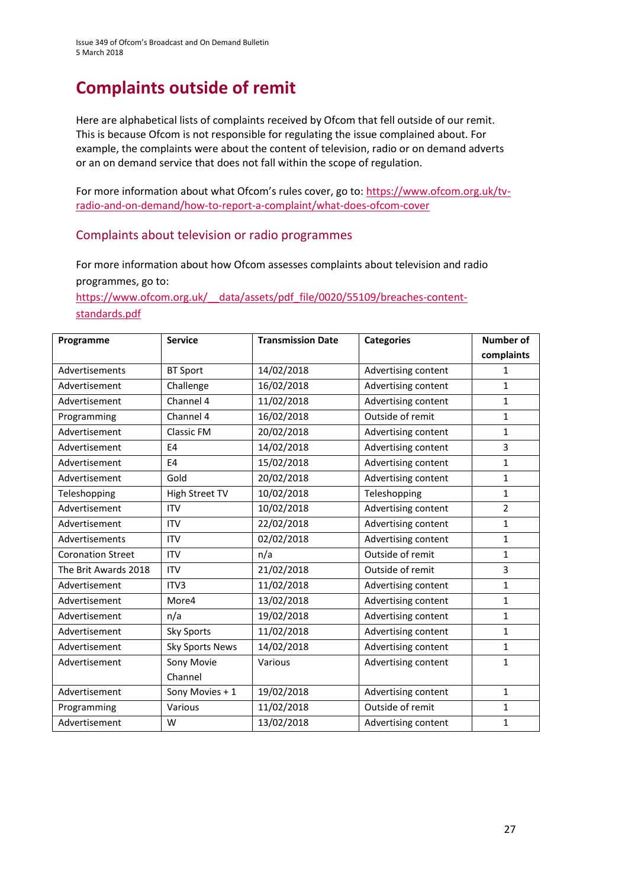# Complaints outside of remit

Here are alphabetical lists of complaints received by Ofcom that fell outside of our remit. This is because Ofcom is not responsible for regulating the issue complained about. For example, the complaints were about the content of television, radio or on demand adverts or an on demand service that does not fall within the scope of regulation.

For more information about what Ofcom's rules cover, go to: https://www.ofcom.org.uk/tv-radio-and-on-demand/how-to-report-a-complaint/what-does-ofcom-cover

## Complaints about television or radio programmes

For more information about how Ofcom assesses complaints about television and radio programmes, go to: https://www.ofcom.org.uk/__data/assets/pdf_file/0020/55109/breaches-content-standards.pdf

| Programme | Service | Transmission Date | Categories | Number of complaints |
|---|---|---|---|---|
| Advertisements | BT Sport | 14/02/2018 | Advertising content | 1 |
| Advertisement | Challenge | 16/02/2018 | Advertising content | 1 |
| Advertisement | Channel 4 | 11/02/2018 | Advertising content | 1 |
| Programming | Channel 4 | 16/02/2018 | Outside of remit | 1 |
| Advertisement | Classic FM | 20/02/2018 | Advertising content | 1 |
| Advertisement | E4 | 14/02/2018 | Advertising content | 3 |
| Advertisement | E4 | 15/02/2018 | Advertising content | 1 |
| Advertisement | Gold | 20/02/2018 | Advertising content | 1 |
| Teleshopping | High Street TV | 10/02/2018 | Teleshopping | 1 |
| Advertisement | ITV | 10/02/2018 | Advertising content | 2 |
| Advertisement | ITV | 22/02/2018 | Advertising content | 1 |
| Advertisements | ITV | 02/02/2018 | Advertising content | 1 |
| Coronation Street | ITV | n/a | Outside of remit | 1 |
| The Brit Awards 2018 | ITV | 21/02/2018 | Outside of remit | 3 |
| Advertisement | ITV3 | 11/02/2018 | Advertising content | 1 |
| Advertisement | More4 | 13/02/2018 | Advertising content | 1 |
| Advertisement | n/a | 19/02/2018 | Advertising content | 1 |
| Advertisement | Sky Sports | 11/02/2018 | Advertising content | 1 |
| Advertisement | Sky Sports News | 14/02/2018 | Advertising content | 1 |
| Advertisement | Sony Movie Channel | Various | Advertising content | 1 |
| Advertisement | Sony Movies + 1 | 19/02/2018 | Advertising content | 1 |
| Programming | Various | 11/02/2018 | Outside of remit | 1 |
| Advertisement | W | 13/02/2018 | Advertising content | 1 |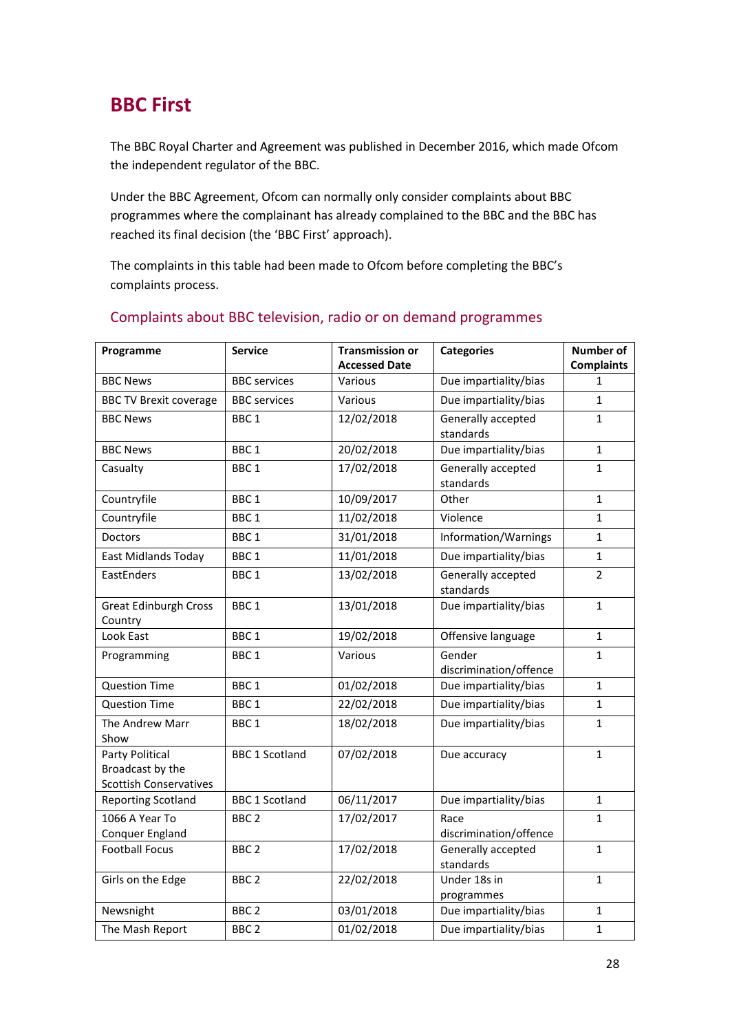# BBC First

The BBC Royal Charter and Agreement was published in December 2016, which made Ofcom the independent regulator of the BBC.

Under the BBC Agreement, Ofcom can normally only consider complaints about BBC programmes where the complainant has already complained to the BBC and the BBC has reached its final decision (the 'BBC First' approach).

The complaints in this table had been made to Ofcom before completing the BBC's complaints process.

## Complaints about BBC television, radio or on demand programmes

| Programme | Service | Transmission or Accessed Date | Categories | Number of Complaints |
|---|---|---|---|---|
| BBC News | BBC services | Various | Due impartiality/bias | 1 |
| BBC TV Brexit coverage | BBC services | Various | Due impartiality/bias | 1 |
| BBC News | BBC 1 | 12/02/2018 | Generally accepted standards | 1 |
| BBC News | BBC 1 | 20/02/2018 | Due impartiality/bias | 1 |
| Casualty | BBC 1 | 17/02/2018 | Generally accepted standards | 1 |
| Countryfile | BBC 1 | 10/09/2017 | Other | 1 |
| Countryfile | BBC 1 | 11/02/2018 | Violence | 1 |
| Doctors | BBC 1 | 31/01/2018 | Information/Warnings | 1 |
| East Midlands Today | BBC 1 | 11/01/2018 | Due impartiality/bias | 1 |
| EastEnders | BBC 1 | 13/02/2018 | Generally accepted standards | 2 |
| Great Edinburgh Cross Country | BBC 1 | 13/01/2018 | Due impartiality/bias | 1 |
| Look East | BBC 1 | 19/02/2018 | Offensive language | 1 |
| Programming | BBC 1 | Various | Gender discrimination/offence | 1 |
| Question Time | BBC 1 | 01/02/2018 | Due impartiality/bias | 1 |
| Question Time | BBC 1 | 22/02/2018 | Due impartiality/bias | 1 |
| The Andrew Marr Show | BBC 1 | 18/02/2018 | Due impartiality/bias | 1 |
| Party Political Broadcast by the Scottish Conservatives | BBC 1 Scotland | 07/02/2018 | Due accuracy | 1 |
| Reporting Scotland | BBC 1 Scotland | 06/11/2017 | Due impartiality/bias | 1 |
| 1066 A Year To Conquer England | BBC 2 | 17/02/2017 | Race discrimination/offence | 1 |
| Football Focus | BBC 2 | 17/02/2018 | Generally accepted standards | 1 |
| Girls on the Edge | BBC 2 | 22/02/2018 | Under 18s in programmes | 1 |
| Newsnight | BBC 2 | 03/01/2018 | Due impartiality/bias | 1 |
| The Mash Report | BBC 2 | 01/02/2018 | Due impartiality/bias | 1 |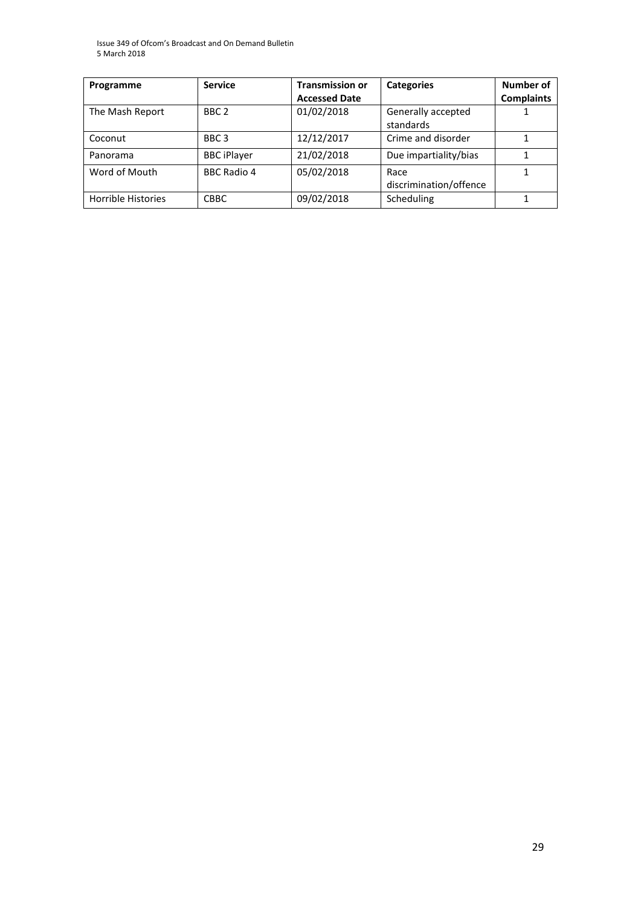| Programme | Service | Transmission or Accessed Date | Categories | Number of Complaints |
|---|---|---|---|---|
| The Mash Report | BBC 2 | 01/02/2018 | Generally accepted standards | 1 |
| Coconut | BBC 3 | 12/12/2017 | Crime and disorder | 1 |
| Panorama | BBC iPlayer | 21/02/2018 | Due impartiality/bias | 1 |
| Word of Mouth | BBC Radio 4 | 05/02/2018 | Race discrimination/offence | 1 |
| Horrible Histories | CBBC | 09/02/2018 | Scheduling | 1 |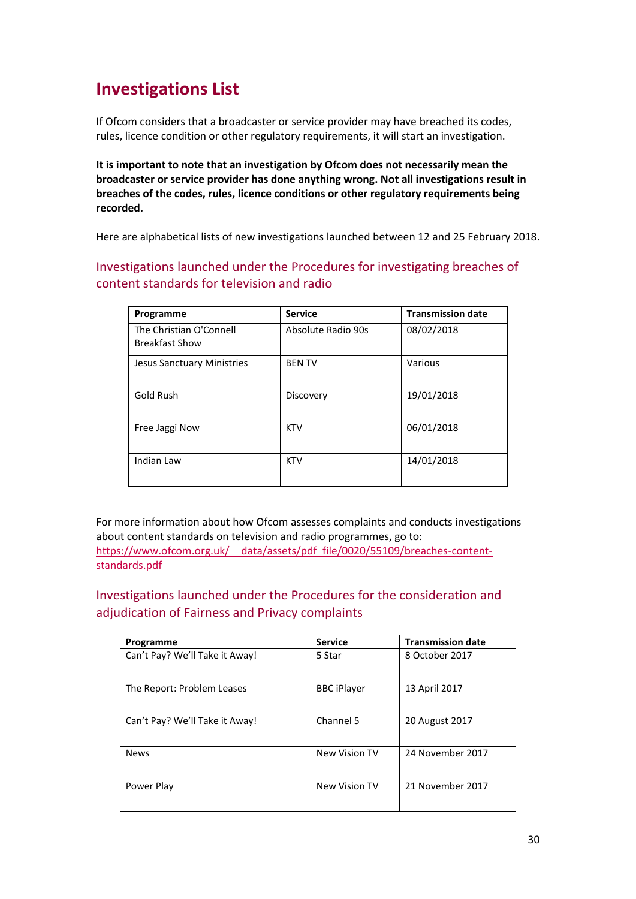# Investigations List

If Ofcom considers that a broadcaster or service provider may have breached its codes, rules, licence condition or other regulatory requirements, it will start an investigation.

**It is important to note that an investigation by Ofcom does not necessarily mean the broadcaster or service provider has done anything wrong. Not all investigations result in breaches of the codes, rules, licence conditions or other regulatory requirements being recorded.**

Here are alphabetical lists of new investigations launched between 12 and 25 February 2018.

## Investigations launched under the Procedures for investigating breaches of content standards for television and radio

| Programme | Service | Transmission date |
|---|---|---|
| The Christian O'Connell Breakfast Show | Absolute Radio 90s | 08/02/2018 |
| Jesus Sanctuary Ministries | BEN TV | Various |
| Gold Rush | Discovery | 19/01/2018 |
| Free Jaggi Now | KTV | 06/01/2018 |
| Indian Law | KTV | 14/01/2018 |

For more information about how Ofcom assesses complaints and conducts investigations about content standards on television and radio programmes, go to: [https://www.ofcom.org.uk/__data/assets/pdf_file/0020/55109/breaches-content-standards.pdf](https://www.ofcom.org.uk/__data/assets/pdf_file/0020/55109/breaches-content-standards.pdf)

## Investigations launched under the Procedures for the consideration and adjudication of Fairness and Privacy complaints

| Programme | Service | Transmission date |
|---|---|---|
| Can't Pay? We'll Take it Away! | 5 Star | 8 October 2017 |
| The Report: Problem Leases | BBC iPlayer | 13 April 2017 |
| Can't Pay? We'll Take it Away! | Channel 5 | 20 August 2017 |
| News | New Vision TV | 24 November 2017 |
| Power Play | New Vision TV | 21 November 2017 |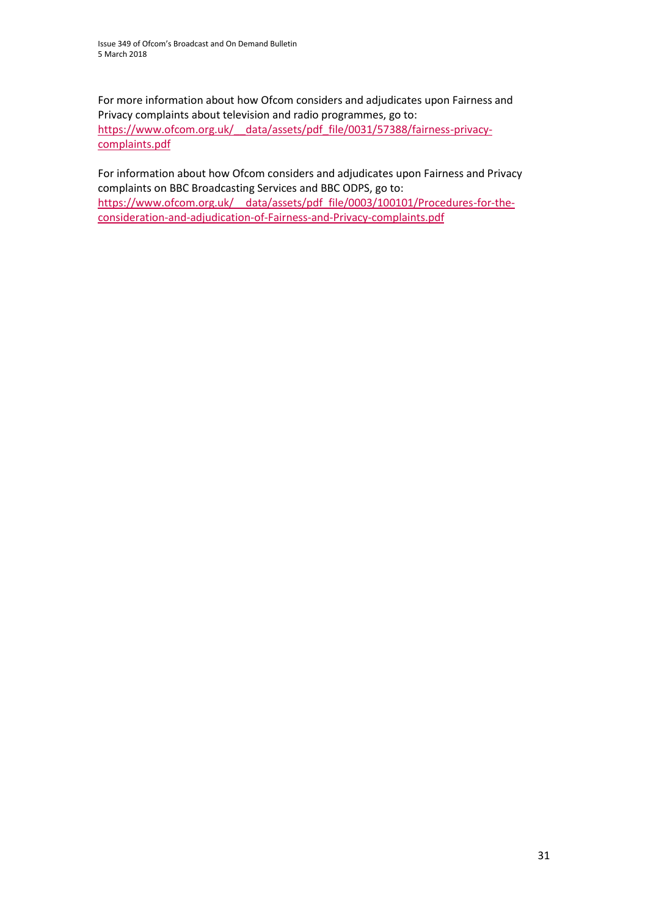For more information about how Ofcom considers and adjudicates upon Fairness and Privacy complaints about television and radio programmes, go to: https://www.ofcom.org.uk/__data/assets/pdf_file/0031/57388/fairness-privacy-complaints.pdf

For information about how Ofcom considers and adjudicates upon Fairness and Privacy complaints on BBC Broadcasting Services and BBC ODPS, go to: https://www.ofcom.org.uk/__data/assets/pdf_file/0003/100101/Procedures-for-the-consideration-and-adjudication-of-Fairness-and-Privacy-complaints.pdf